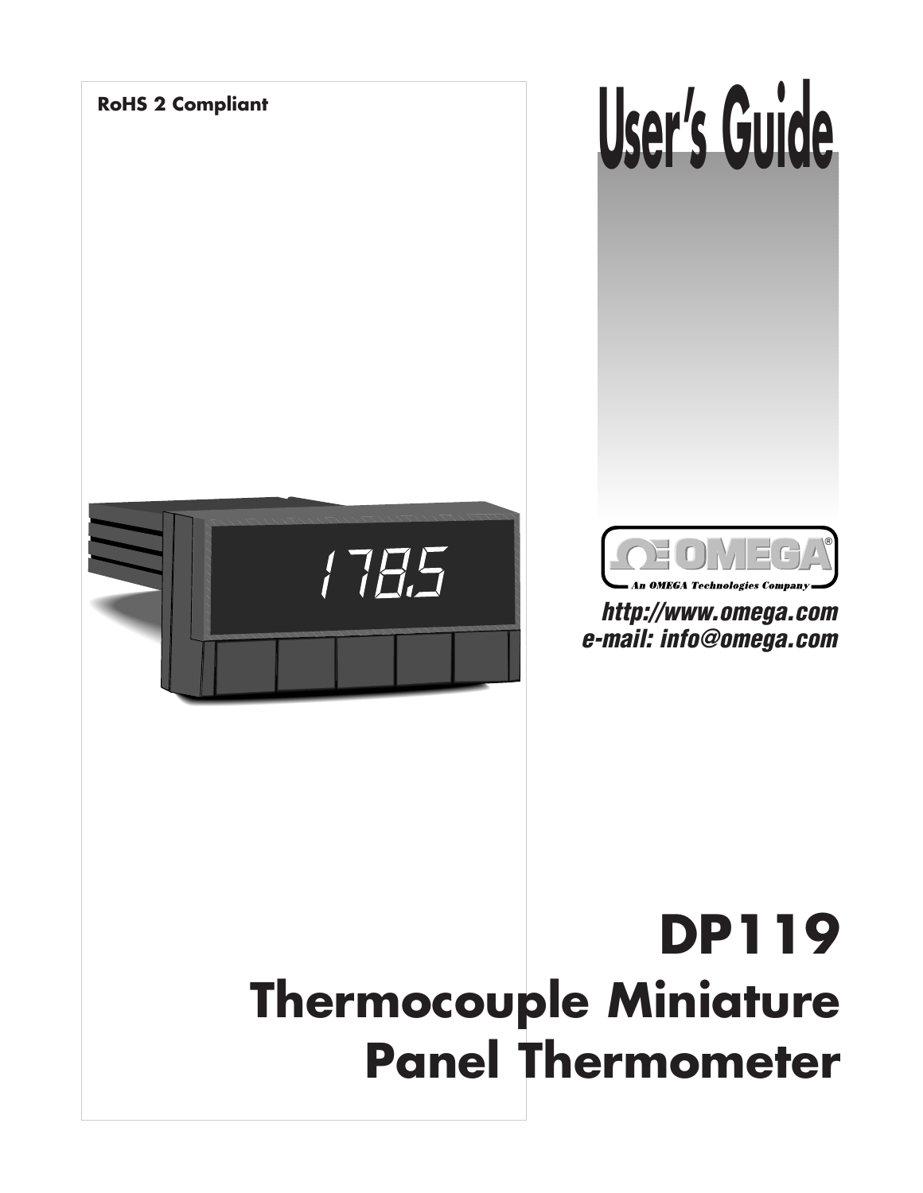**RoHS 2 Compliant**

# User's Guide

OMEGA®

An OMEGA Technologies Company

*http://www.omega.com*

*e-mail: info@omega.com*

# DP119

## Thermocouple Miniature Panel Thermometer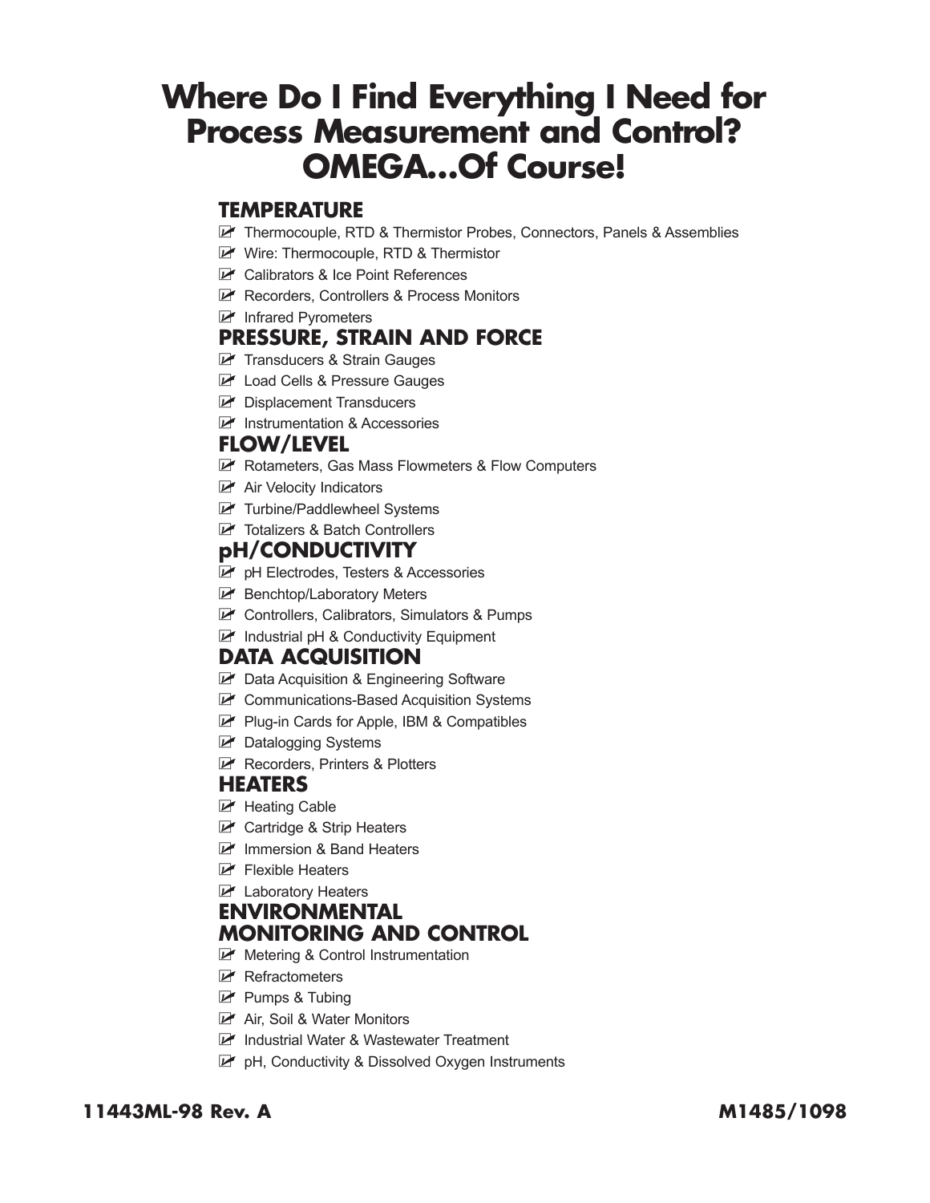# Where Do I Find Everything I Need for Process Measurement and Control? OMEGA...Of Course!

## TEMPERATURE

- Thermocouple, RTD & Thermistor Probes, Connectors, Panels & Assemblies
- Wire: Thermocouple, RTD & Thermistor
- Calibrators & Ice Point References
- Recorders, Controllers & Process Monitors
- Infrared Pyrometers

## PRESSURE, STRAIN AND FORCE

- Transducers & Strain Gauges
- Load Cells & Pressure Gauges
- Displacement Transducers
- Instrumentation & Accessories

## FLOW/LEVEL

- Rotameters, Gas Mass Flowmeters & Flow Computers
- Air Velocity Indicators
- Turbine/Paddlewheel Systems
- Totalizers & Batch Controllers

## pH/CONDUCTIVITY

- pH Electrodes, Testers & Accessories
- Benchtop/Laboratory Meters
- Controllers, Calibrators, Simulators & Pumps
- Industrial pH & Conductivity Equipment

## DATA ACQUISITION

- Data Acquisition & Engineering Software
- Communications-Based Acquisition Systems
- Plug-in Cards for Apple, IBM & Compatibles
- Datalogging Systems
- Recorders, Printers & Plotters

## HEATERS

- Heating Cable
- Cartridge & Strip Heaters
- Immersion & Band Heaters
- Flexible Heaters
- Laboratory Heaters

## ENVIRONMENTAL MONITORING AND CONTROL

- Metering & Control Instrumentation
- Refractometers
- Pumps & Tubing
- Air, Soil & Water Monitors
- Industrial Water & Wastewater Treatment
- pH, Conductivity & Dissolved Oxygen Instruments

**11443ML-98 Rev. A** **M1485/1098**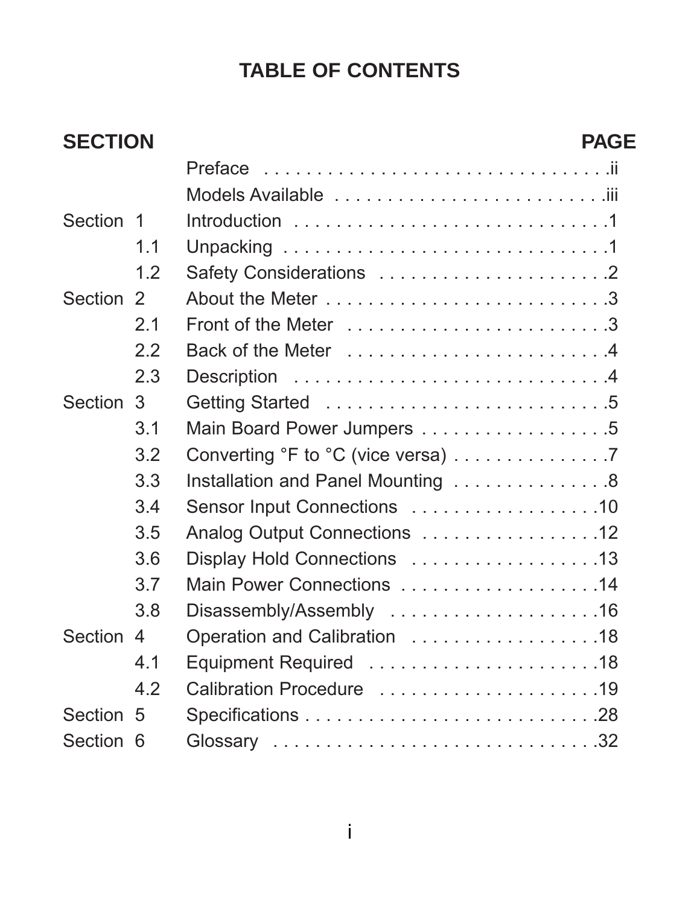# TABLE OF CONTENTS

| SECTION | | | PAGE |
|---|---|---|---|
| | | Preface | ii |
| | | Models Available | iii |
| Section | 1 | Introduction | 1 |
| | 1.1 | Unpacking | 1 |
| | 1.2 | Safety Considerations | 2 |
| Section | 2 | About the Meter | 3 |
| | 2.1 | Front of the Meter | 3 |
| | 2.2 | Back of the Meter | 4 |
| | 2.3 | Description | 4 |
| Section | 3 | Getting Started | 5 |
| | 3.1 | Main Board Power Jumpers | 5 |
| | 3.2 | Converting °F to °C (vice versa) | 7 |
| | 3.3 | Installation and Panel Mounting | 8 |
| | 3.4 | Sensor Input Connections | 10 |
| | 3.5 | Analog Output Connections | 12 |
| | 3.6 | Display Hold Connections | 13 |
| | 3.7 | Main Power Connections | 14 |
| | 3.8 | Disassembly/Assembly | 16 |
| Section | 4 | Operation and Calibration | 18 |
| | 4.1 | Equipment Required | 18 |
| | 4.2 | Calibration Procedure | 19 |
| Section | 5 | Specifications | 28 |
| Section | 6 | Glossary | 32 |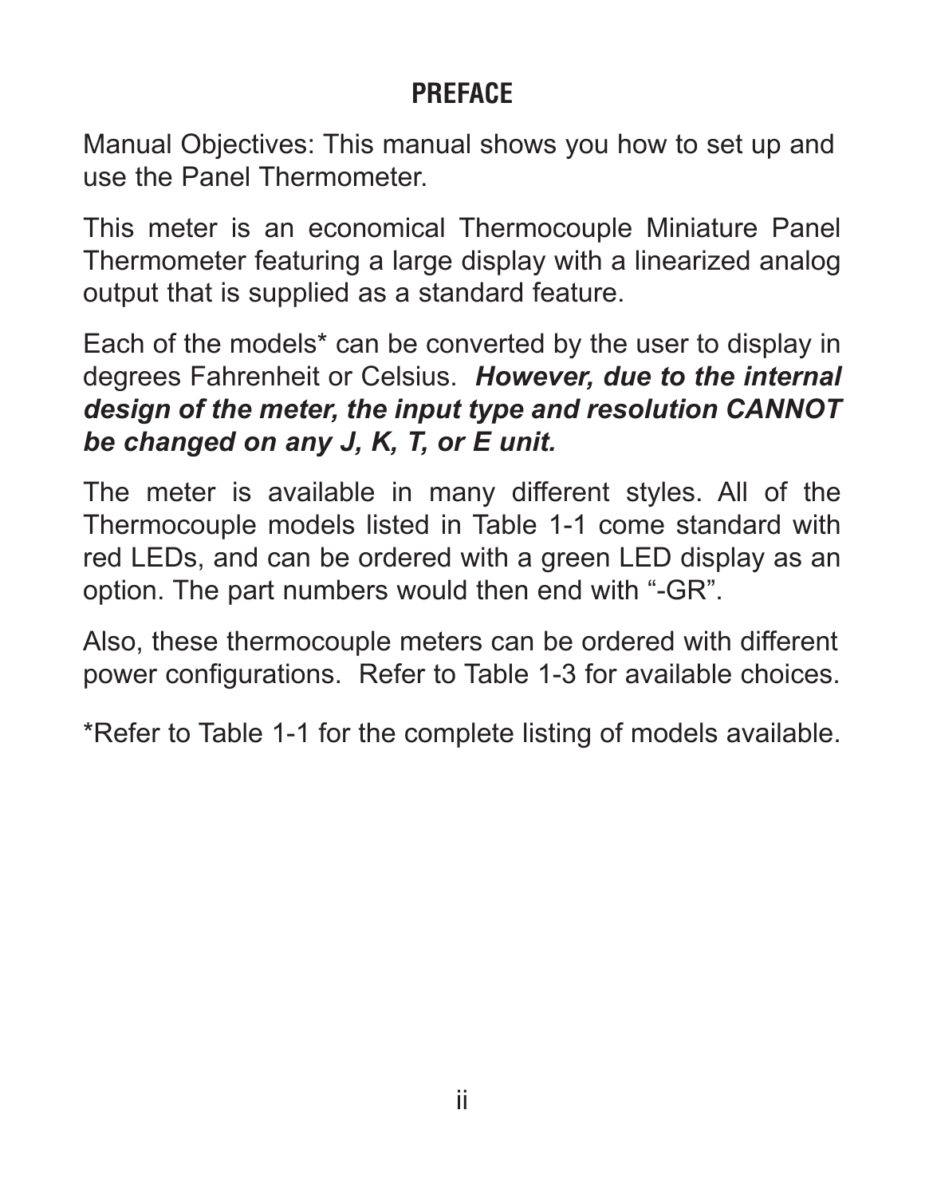# PREFACE

Manual Objectives: This manual shows you how to set up and use the Panel Thermometer.

This meter is an economical Thermocouple Miniature Panel Thermometer featuring a large display with a linearized analog output that is supplied as a standard feature.

Each of the models* can be converted by the user to display in degrees Fahrenheit or Celsius. ***However, due to the internal design of the meter, the input type and resolution CANNOT be changed on any J, K, T, or E unit.***

The meter is available in many different styles. All of the Thermocouple models listed in Table 1-1 come standard with red LEDs, and can be ordered with a green LED display as an option. The part numbers would then end with "-GR".

Also, these thermocouple meters can be ordered with different power configurations. Refer to Table 1-3 for available choices.

*Refer to Table 1-1 for the complete listing of models available.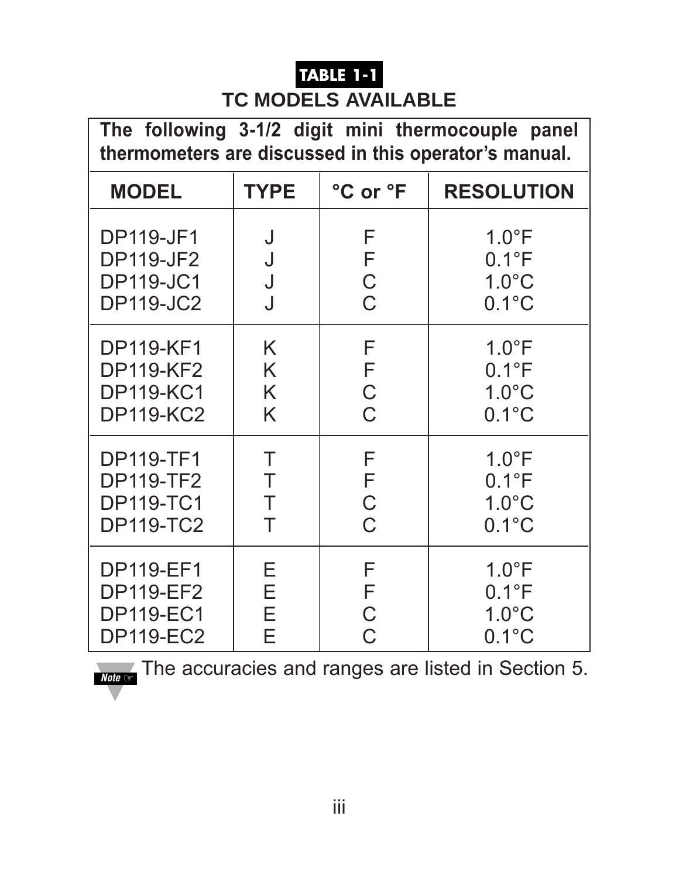**TABLE 1-1**

## TC MODELS AVAILABLE

**The following 3-1/2 digit mini thermocouple panel thermometers are discussed in this operator's manual.**

| MODEL | TYPE | °C or °F | RESOLUTION |
|---|---|---|---|
| DP119-JF1 | J | F | 1.0°F |
| DP119-JF2 | J | F | 0.1°F |
| DP119-JC1 | J | C | 1.0°C |
| DP119-JC2 | J | C | 0.1°C |
| DP119-KF1 | K | F | 1.0°F |
| DP119-KF2 | K | F | 0.1°F |
| DP119-KC1 | K | C | 1.0°C |
| DP119-KC2 | K | C | 0.1°C |
| DP119-TF1 | T | F | 1.0°F |
| DP119-TF2 | T | F | 0.1°F |
| DP119-TC1 | T | C | 1.0°C |
| DP119-TC2 | T | C | 0.1°C |
| DP119-EF1 | E | F | 1.0°F |
| DP119-EF2 | E | F | 0.1°F |
| DP119-EC1 | E | C | 1.0°C |
| DP119-EC2 | E | C | 0.1°C |

*Note* ☞ The accuracies and ranges are listed in Section 5.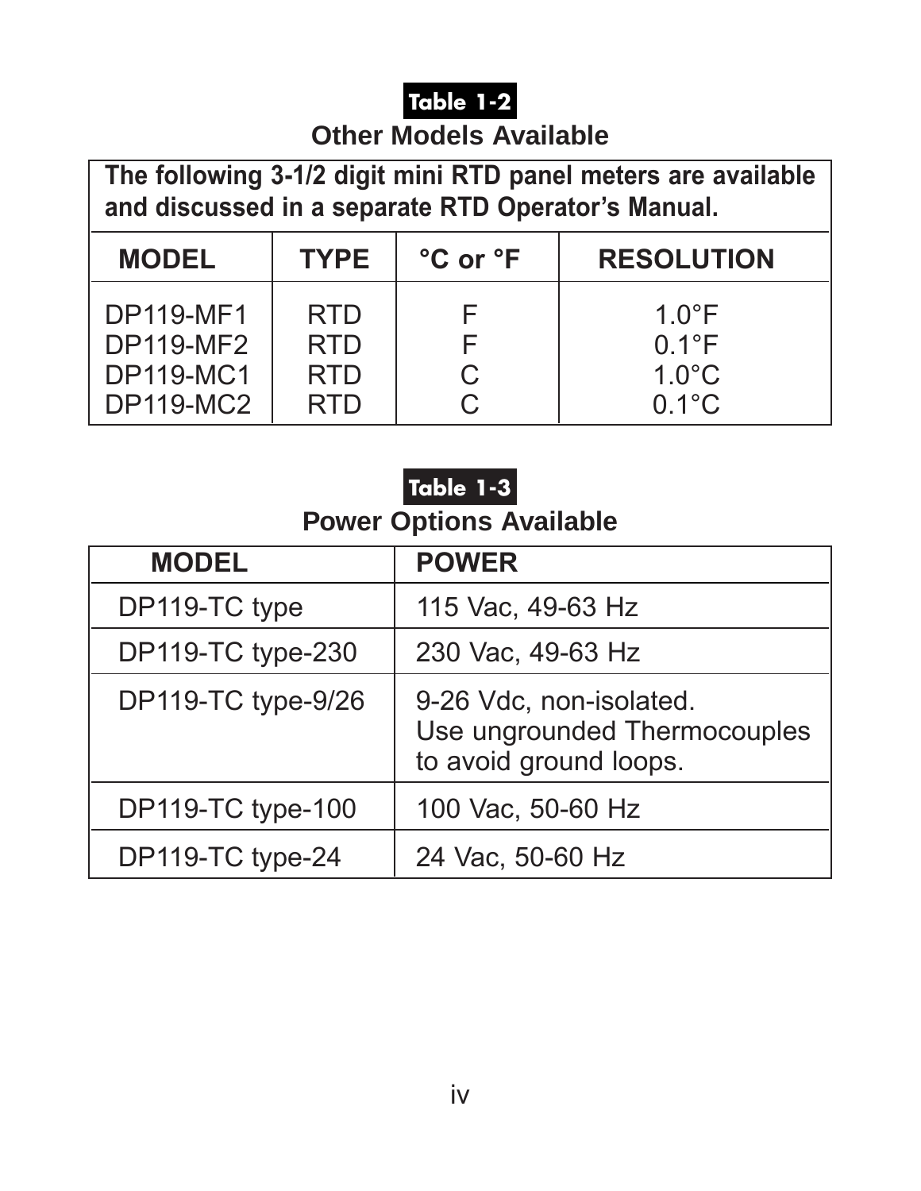**Table 1-2**

## Other Models Available

**The following 3-1/2 digit mini RTD panel meters are available and discussed in a separate RTD Operator's Manual.**

| MODEL | TYPE | °C or °F | RESOLUTION |
|---|---|---|---|
| DP119-MF1 | RTD | F | 1.0°F |
| DP119-MF2 | RTD | F | 0.1°F |
| DP119-MC1 | RTD | C | 1.0°C |
| DP119-MC2 | RTD | C | 0.1°C |

**Table 1-3**

## Power Options Available

| MODEL | POWER |
|---|---|
| DP119-TC type | 115 Vac, 49-63 Hz |
| DP119-TC type-230 | 230 Vac, 49-63 Hz |
| DP119-TC type-9/26 | 9-26 Vdc, non-isolated. Use ungrounded Thermocouples to avoid ground loops. |
| DP119-TC type-100 | 100 Vac, 50-60 Hz |
| DP119-TC type-24 | 24 Vac, 50-60 Hz |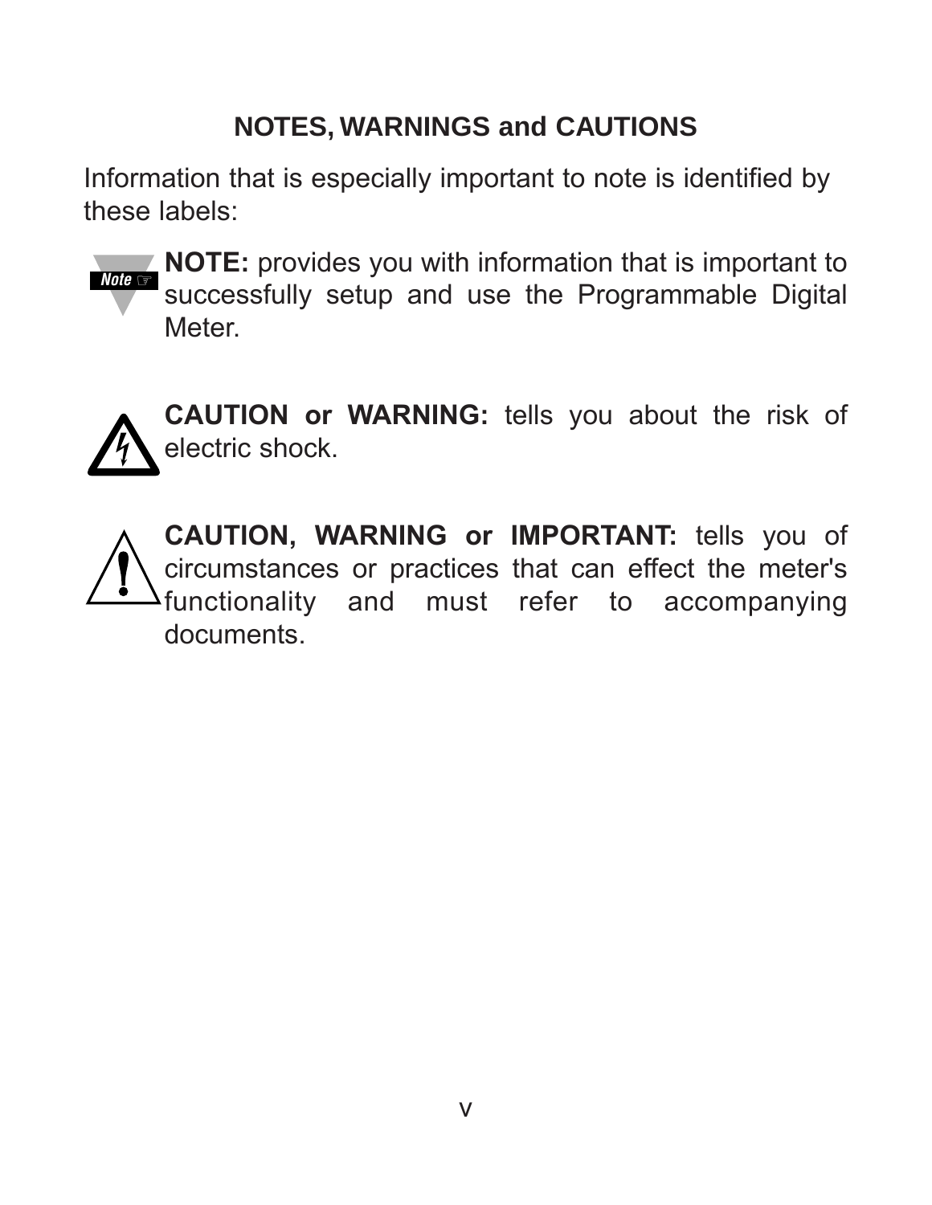## NOTES, WARNINGS and CAUTIONS

Information that is especially important to note is identified by these labels:

**NOTE:** provides you with information that is important to successfully setup and use the Programmable Digital Meter.

**CAUTION or WARNING:** tells you about the risk of electric shock.

**CAUTION, WARNING or IMPORTANT:** tells you of circumstances or practices that can effect the meter's functionality and must refer to accompanying documents.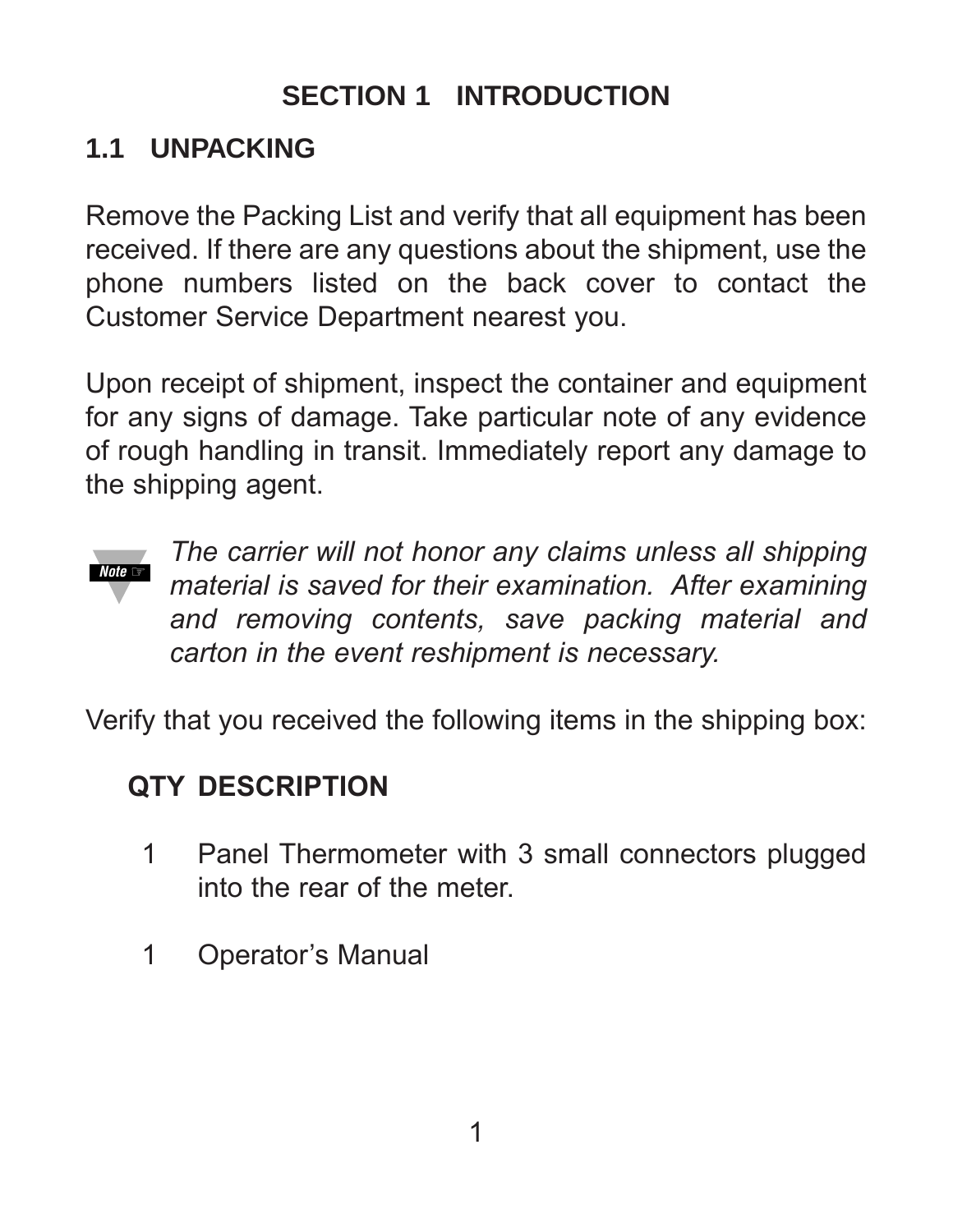# SECTION 1 INTRODUCTION

## 1.1 UNPACKING

Remove the Packing List and verify that all equipment has been received. If there are any questions about the shipment, use the phone numbers listed on the back cover to contact the Customer Service Department nearest you.

Upon receipt of shipment, inspect the container and equipment for any signs of damage. Take particular note of any evidence of rough handling in transit. Immediately report any damage to the shipping agent.

**Note ☞** *The carrier will not honor any claims unless all shipping material is saved for their examination. After examining and removing contents, save packing material and carton in the event reshipment is necessary.*

Verify that you received the following items in the shipping box:

| QTY | DESCRIPTION |
| --- | --- |
| 1 | Panel Thermometer with 3 small connectors plugged into the rear of the meter. |
| 1 | Operator's Manual |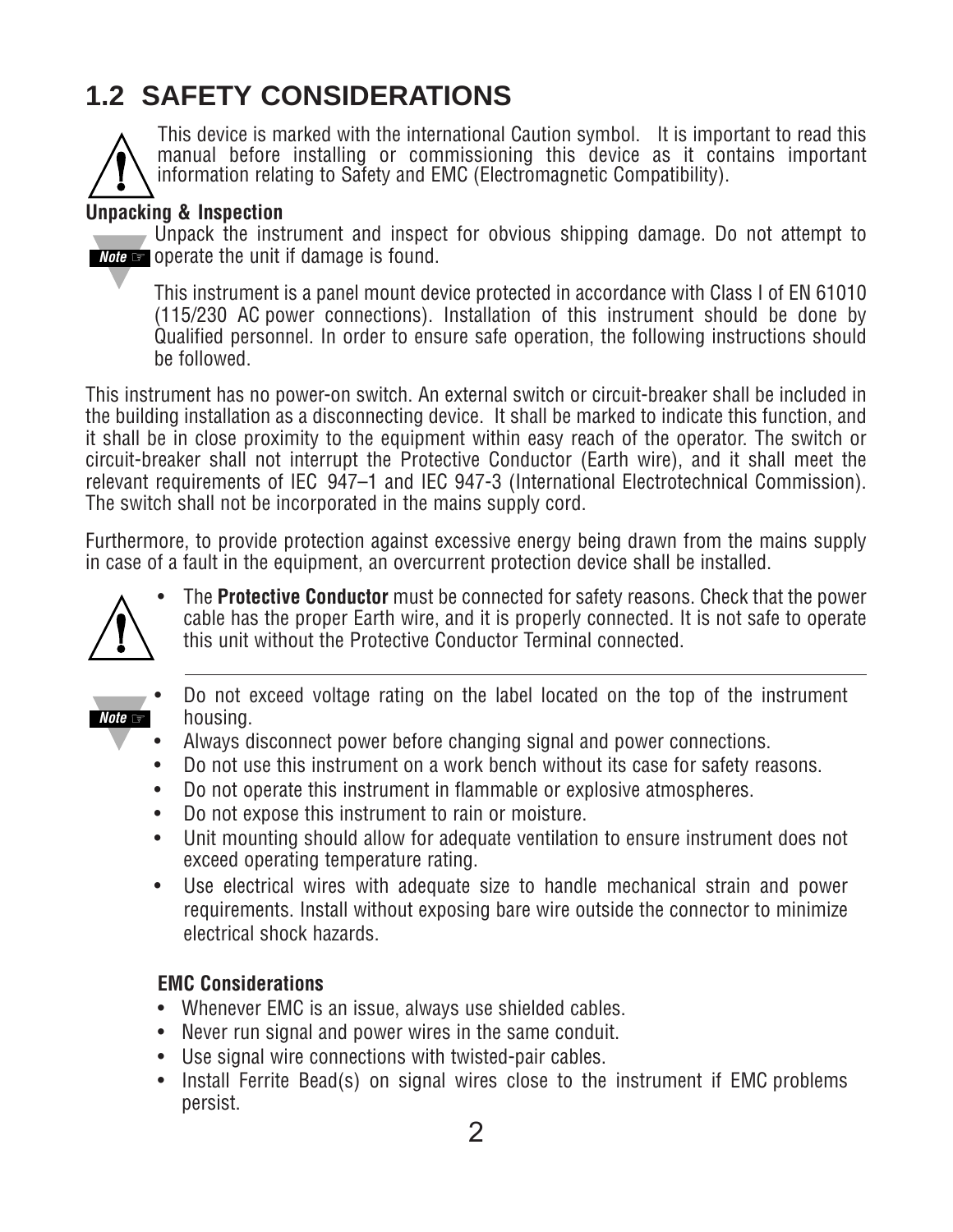## 1.2 SAFETY CONSIDERATIONS

This device is marked with the international Caution symbol. It is important to read this manual before installing or commissioning this device as it contains important information relating to Safety and EMC (Electromagnetic Compatibility).

**Unpacking & Inspection**

Unpack the instrument and inspect for obvious shipping damage. Do not attempt to operate the unit if damage is found.

This instrument is a panel mount device protected in accordance with Class I of EN 61010 (115/230 AC power connections). Installation of this instrument should be done by Qualified personnel. In order to ensure safe operation, the following instructions should be followed.

This instrument has no power-on switch. An external switch or circuit-breaker shall be included in the building installation as a disconnecting device. It shall be marked to indicate this function, and it shall be in close proximity to the equipment within easy reach of the operator. The switch or circuit-breaker shall not interrupt the Protective Conductor (Earth wire), and it shall meet the relevant requirements of IEC 947–1 and IEC 947-3 (International Electrotechnical Commission). The switch shall not be incorporated in the mains supply cord.

Furthermore, to provide protection against excessive energy being drawn from the mains supply in case of a fault in the equipment, an overcurrent protection device shall be installed.

- The **Protective Conductor** must be connected for safety reasons. Check that the power cable has the proper Earth wire, and it is properly connected. It is not safe to operate this unit without the Protective Conductor Terminal connected.

---

- Do not exceed voltage rating on the label located on the top of the instrument housing.
- Always disconnect power before changing signal and power connections.
- Do not use this instrument on a work bench without its case for safety reasons.
- Do not operate this instrument in flammable or explosive atmospheres.
- Do not expose this instrument to rain or moisture.
- Unit mounting should allow for adequate ventilation to ensure instrument does not exceed operating temperature rating.
- Use electrical wires with adequate size to handle mechanical strain and power requirements. Install without exposing bare wire outside the connector to minimize electrical shock hazards.

**EMC Considerations**

- Whenever EMC is an issue, always use shielded cables.
- Never run signal and power wires in the same conduit.
- Use signal wire connections with twisted-pair cables.
- Install Ferrite Bead(s) on signal wires close to the instrument if EMC problems persist.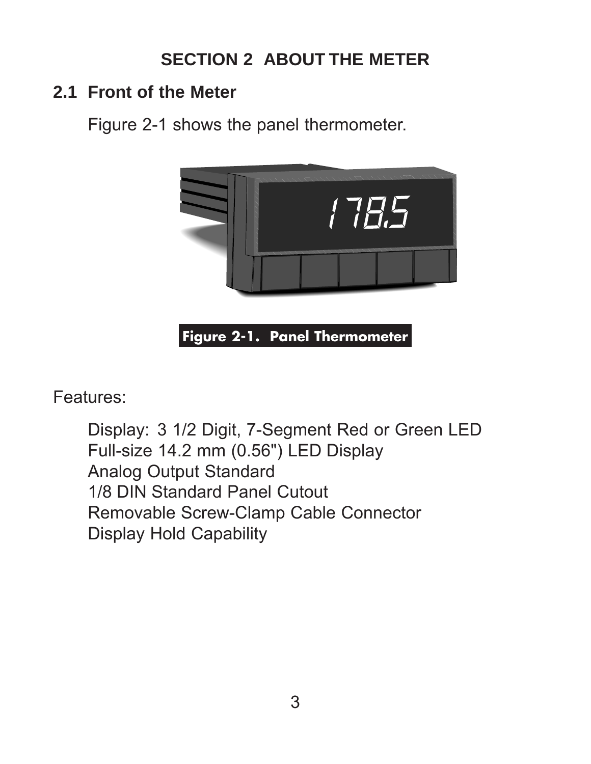# SECTION 2 ABOUT THE METER

## 2.1 Front of the Meter

Figure 2-1 shows the panel thermometer.

**Figure 2-1. Panel Thermometer**

Features:

Display: 3 1/2 Digit, 7-Segment Red or Green LED
Full-size 14.2 mm (0.56") LED Display
Analog Output Standard
1/8 DIN Standard Panel Cutout
Removable Screw-Clamp Cable Connector
Display Hold Capability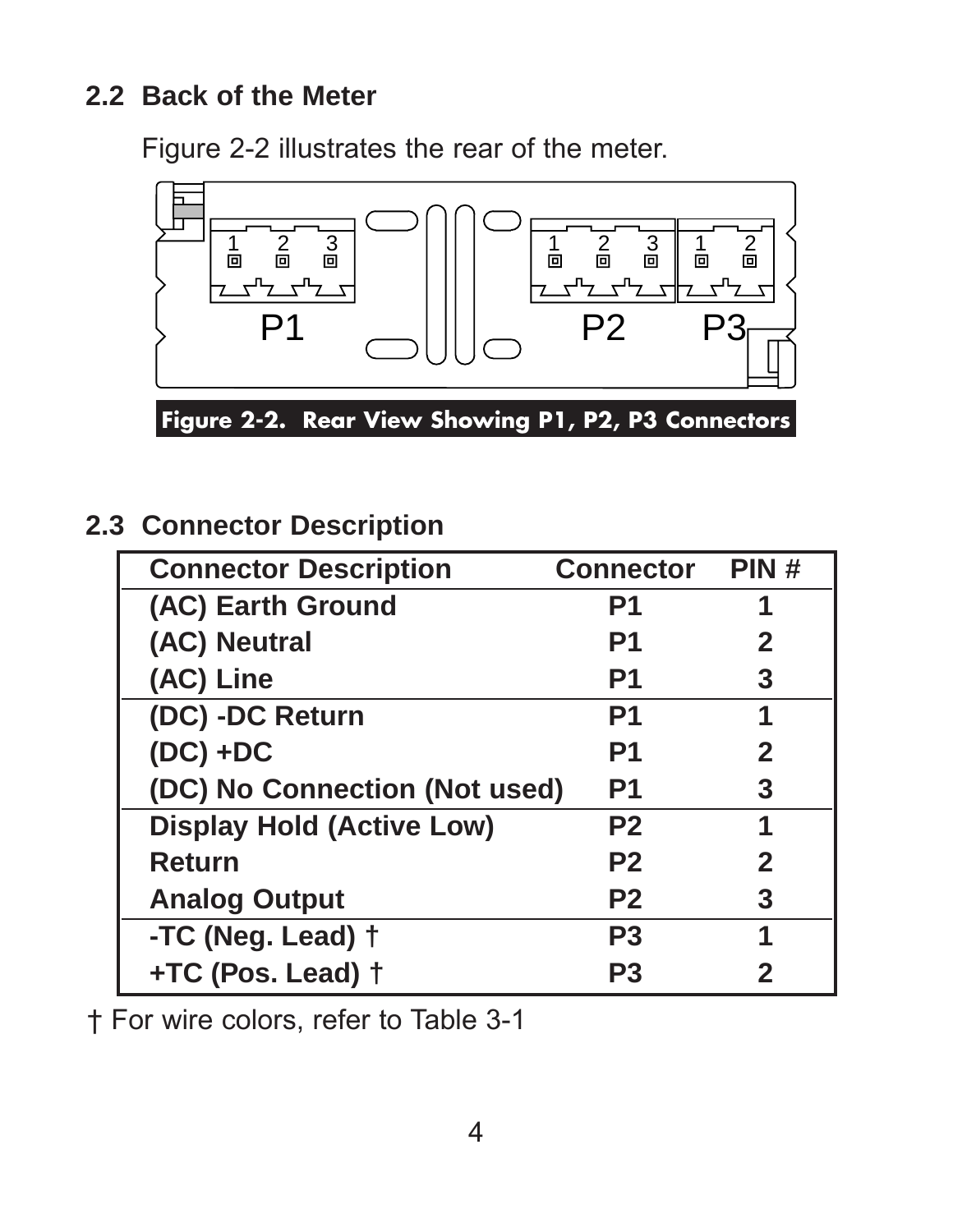## 2.2 Back of the Meter

Figure 2-2 illustrates the rear of the meter.

Figure 2-2. Rear View Showing P1, P2, P3 Connectors

## 2.3 Connector Description

| Connector Description | Connector | PIN # |
|---|---|---|
| (AC) Earth Ground | P1 | 1 |
| (AC) Neutral | P1 | 2 |
| (AC) Line | P1 | 3 |
| (DC) -DC Return | P1 | 1 |
| (DC) +DC | P1 | 2 |
| (DC) No Connection (Not used) | P1 | 3 |
| Display Hold (Active Low) | P2 | 1 |
| Return | P2 | 2 |
| Analog Output | P2 | 3 |
| -TC (Neg. Lead) † | P3 | 1 |
| +TC (Pos. Lead) † | P3 | 2 |

† For wire colors, refer to Table 3-1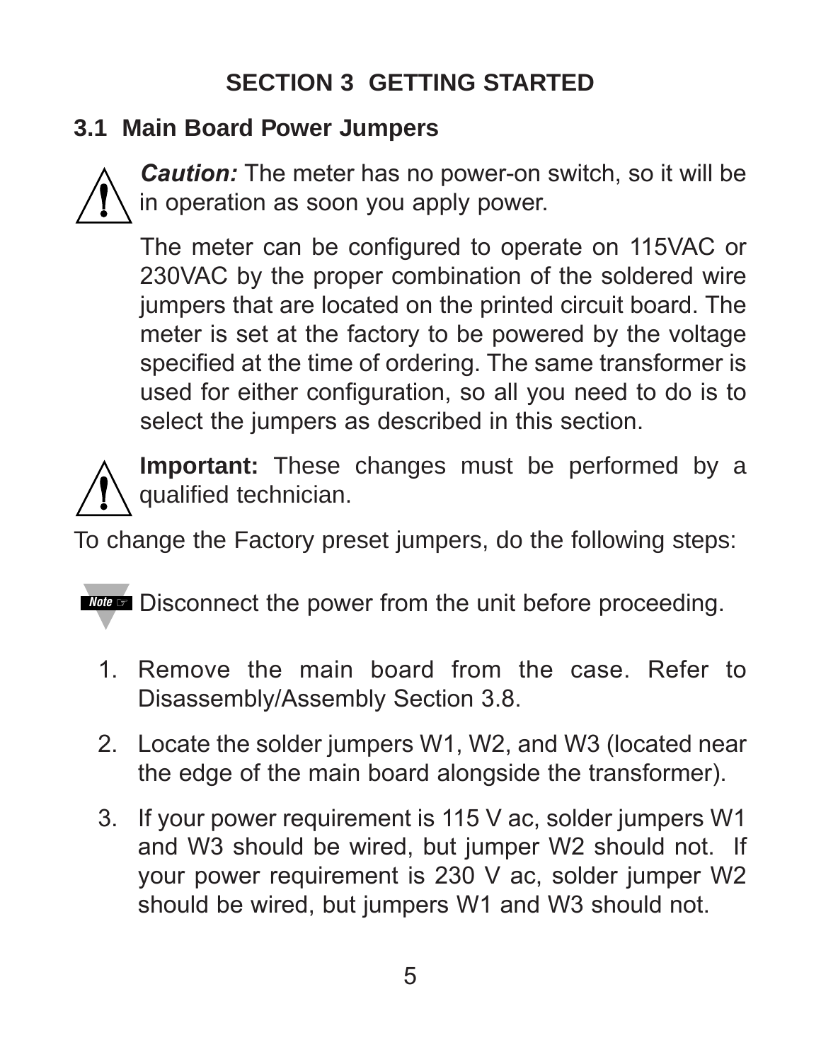# SECTION 3 GETTING STARTED

## 3.1 Main Board Power Jumpers

***Caution:*** The meter has no power-on switch, so it will be in operation as soon you apply power.

The meter can be configured to operate on 115VAC or 230VAC by the proper combination of the soldered wire jumpers that are located on the printed circuit board. The meter is set at the factory to be powered by the voltage specified at the time of ordering. The same transformer is used for either configuration, so all you need to do is to select the jumpers as described in this section.

**Important:** These changes must be performed by a qualified technician.

To change the Factory preset jumpers, do the following steps:

Note: Disconnect the power from the unit before proceeding.

1. Remove the main board from the case. Refer to Disassembly/Assembly Section 3.8.
2. Locate the solder jumpers W1, W2, and W3 (located near the edge of the main board alongside the transformer).
3. If your power requirement is 115 V ac, solder jumpers W1 and W3 should be wired, but jumper W2 should not. If your power requirement is 230 V ac, solder jumper W2 should be wired, but jumpers W1 and W3 should not.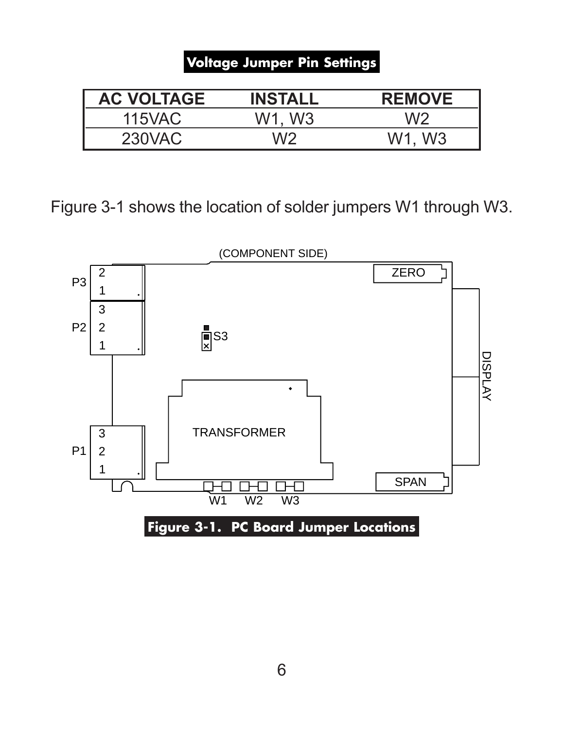**Voltage Jumper Pin Settings**

| AC VOLTAGE | INSTALL | REMOVE |
|---|---|---|
| 115VAC | W1, W3 | W2 |
| 230VAC | W2 | W1, W3 |

Figure 3-1 shows the location of solder jumpers W1 through W3.

**Figure 3-1. PC Board Jumper Locations**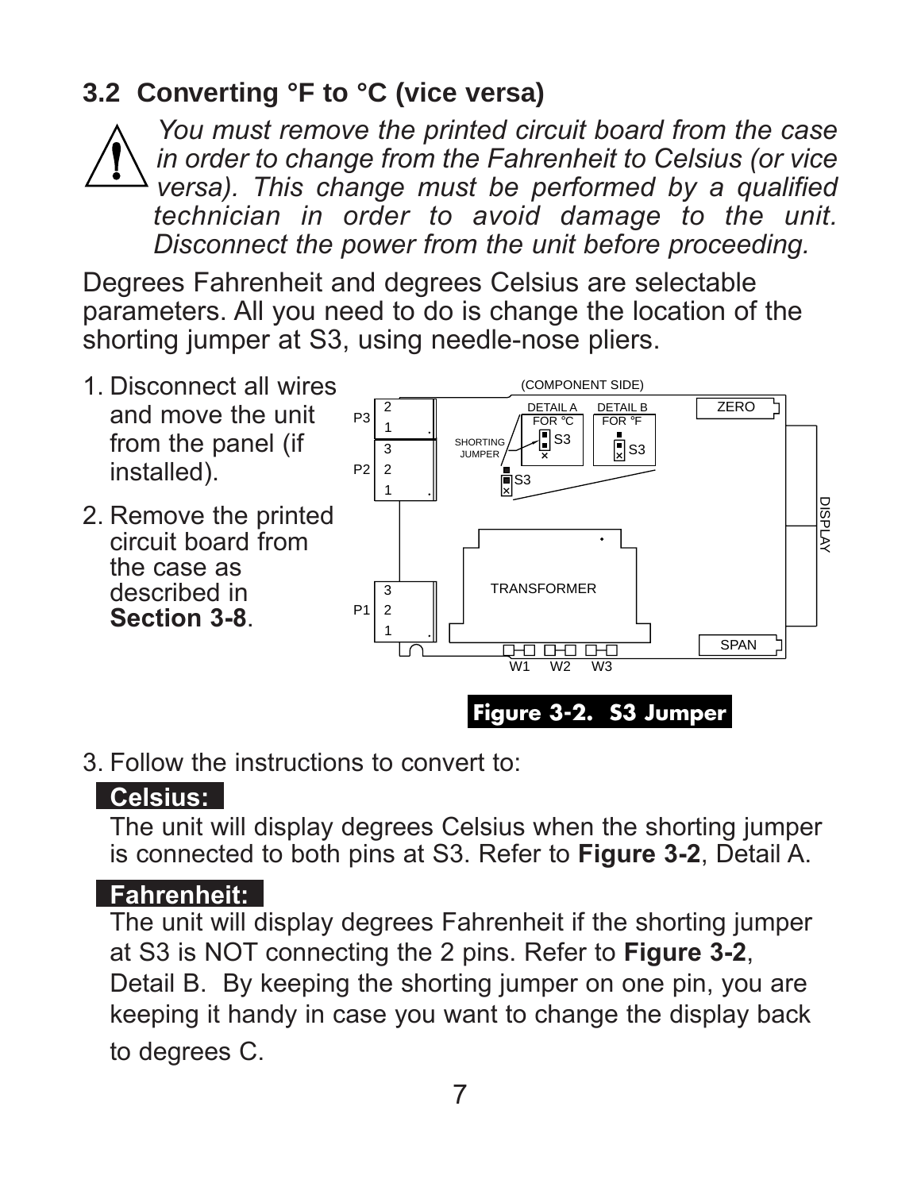## 3.2 Converting °F to °C (vice versa)

⚠ *You must remove the printed circuit board from the case in order to change from the Fahrenheit to Celsius (or vice versa). This change must be performed by a qualified technician in order to avoid damage to the unit. Disconnect the power from the unit before proceeding.*

Degrees Fahrenheit and degrees Celsius are selectable parameters. All you need to do is change the location of the shorting jumper at S3, using needle-nose pliers.

1. Disconnect all wires and move the unit from the panel (if installed).
2. Remove the printed circuit board from the case as described in **Section 3-8**.

**Figure 3-2. S3 Jumper**

3. Follow the instructions to convert to:

**Celsius:**

The unit will display degrees Celsius when the shorting jumper is connected to both pins at S3. Refer to **Figure 3-2**, Detail A.

**Fahrenheit:**

The unit will display degrees Fahrenheit if the shorting jumper at S3 is NOT connecting the 2 pins. Refer to **Figure 3-2**, Detail B. By keeping the shorting jumper on one pin, you are keeping it handy in case you want to change the display back to degrees C.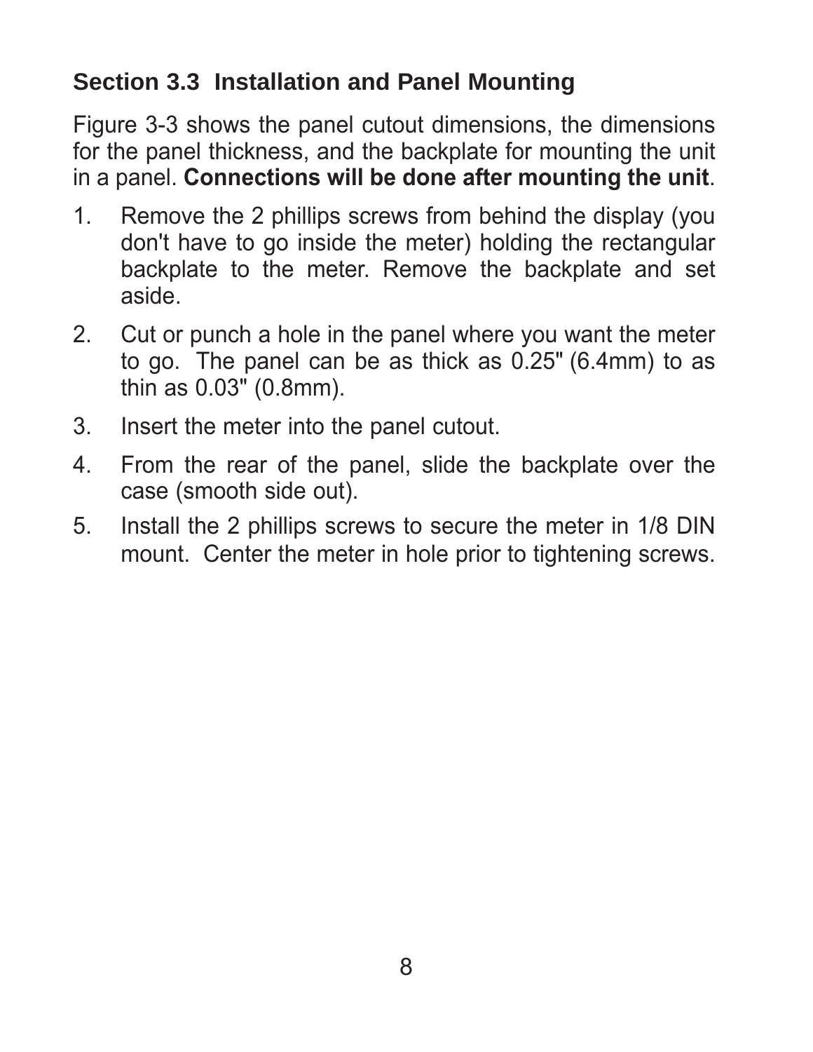## Section 3.3 Installation and Panel Mounting

Figure 3-3 shows the panel cutout dimensions, the dimensions for the panel thickness, and the backplate for mounting the unit in a panel. **Connections will be done after mounting the unit**.

1. Remove the 2 phillips screws from behind the display (you don't have to go inside the meter) holding the rectangular backplate to the meter. Remove the backplate and set aside.
2. Cut or punch a hole in the panel where you want the meter to go. The panel can be as thick as 0.25" (6.4mm) to as thin as 0.03" (0.8mm).
3. Insert the meter into the panel cutout.
4. From the rear of the panel, slide the backplate over the case (smooth side out).
5. Install the 2 phillips screws to secure the meter in 1/8 DIN mount. Center the meter in hole prior to tightening screws.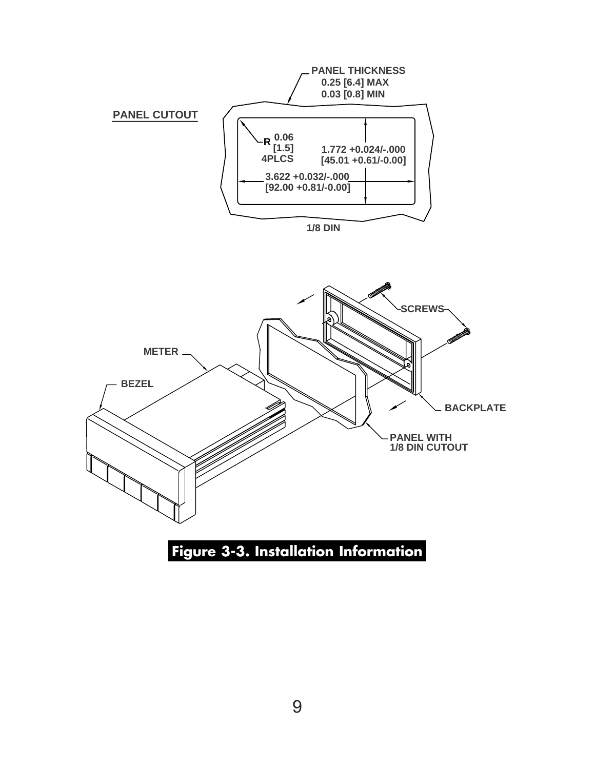PANEL CUTOUT

PANEL THICKNESS
0.25 [6.4] MAX
0.03 [0.8] MIN

R 0.06
[1.5]
4PLCS

1.772 +0.024/-.000
[45.01 +0.61/-0.00]

3.622 +0.032/-.000
[92.00 +0.81/-0.00]

1/8 DIN

SCREWS

METER

BEZEL

BACKPLATE

PANEL WITH
1/8 DIN CUTOUT

**Figure 3-3. Installation Information**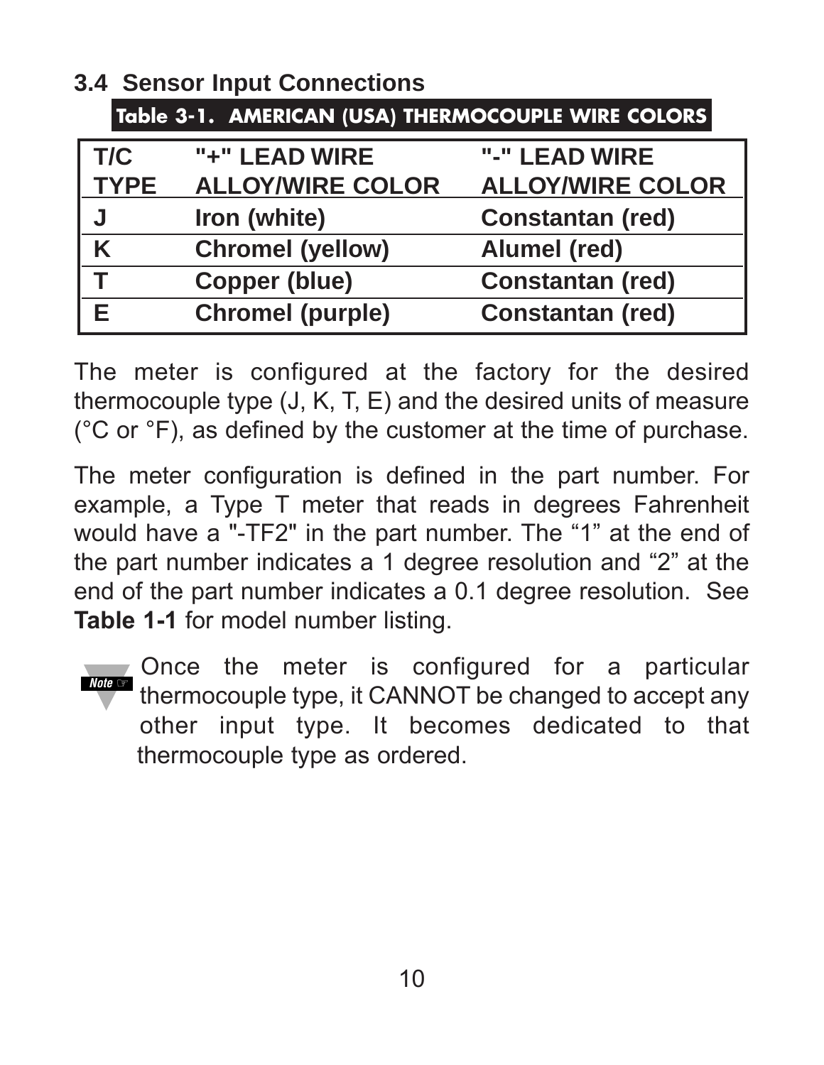## 3.4 Sensor Input Connections

**Table 3-1. AMERICAN (USA) THERMOCOUPLE WIRE COLORS**

| T/C TYPE | "+" LEAD WIRE ALLOY/WIRE COLOR | "-" LEAD WIRE ALLOY/WIRE COLOR |
|---|---|---|
| J | Iron (white) | Constantan (red) |
| K | Chromel (yellow) | Alumel (red) |
| T | Copper (blue) | Constantan (red) |
| E | Chromel (purple) | Constantan (red) |

The meter is configured at the factory for the desired thermocouple type (J, K, T, E) and the desired units of measure (°C or °F), as defined by the customer at the time of purchase.

The meter configuration is defined in the part number. For example, a Type T meter that reads in degrees Fahrenheit would have a "-TF2" in the part number. The "1" at the end of the part number indicates a 1 degree resolution and "2" at the end of the part number indicates a 0.1 degree resolution. See **Table 1-1** for model number listing.

**Note:** Once the meter is configured for a particular thermocouple type, it CANNOT be changed to accept any other input type. It becomes dedicated to that thermocouple type as ordered.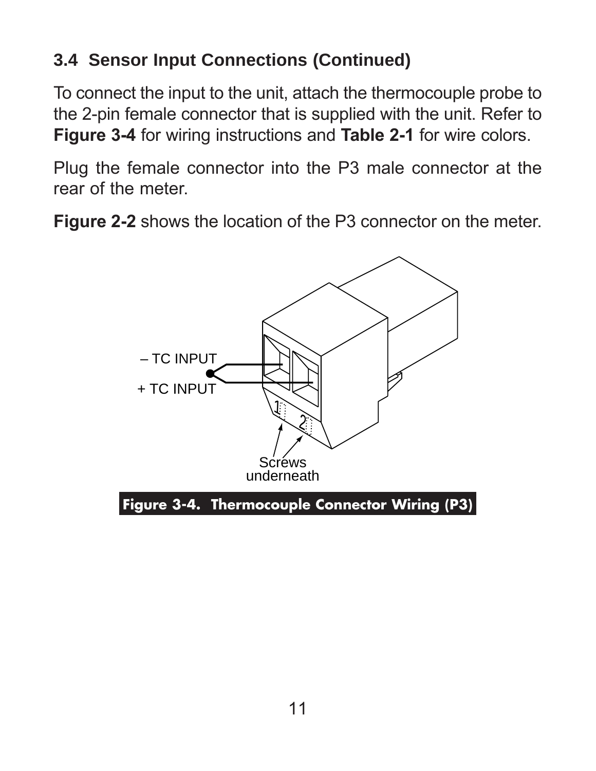### 3.4 Sensor Input Connections (Continued)

To connect the input to the unit, attach the thermocouple probe to the 2-pin female connector that is supplied with the unit. Refer to **Figure 3-4** for wiring instructions and **Table 2-1** for wire colors.

Plug the female connector into the P3 male connector at the rear of the meter.

**Figure 2-2** shows the location of the P3 connector on the meter.

– TC INPUT

+ TC INPUT

Screws underneath

**Figure 3-4. Thermocouple Connector Wiring (P3)**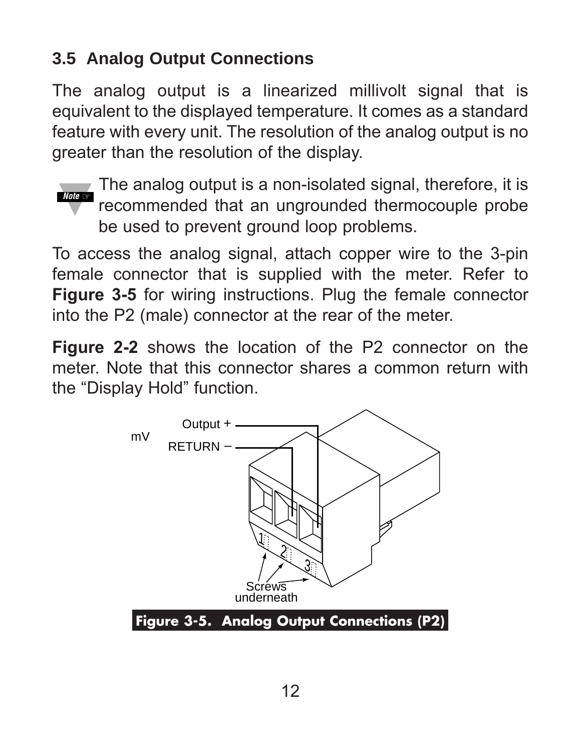### 3.5 Analog Output Connections

The analog output is a linearized millivolt signal that is equivalent to the displayed temperature. It comes as a standard feature with every unit. The resolution of the analog output is no greater than the resolution of the display.

**Note** The analog output is a non-isolated signal, therefore, it is recommended that an ungrounded thermocouple probe be used to prevent ground loop problems.

To access the analog signal, attach copper wire to the 3-pin female connector that is supplied with the meter. Refer to **Figure 3-5** for wiring instructions. Plug the female connector into the P2 (male) connector at the rear of the meter.

**Figure 2-2** shows the location of the P2 connector on the meter. Note that this connector shares a common return with the “Display Hold” function.

mV

Output +

RETURN −

1 2 3

Screws underneath

**Figure 3-5. Analog Output Connections (P2)**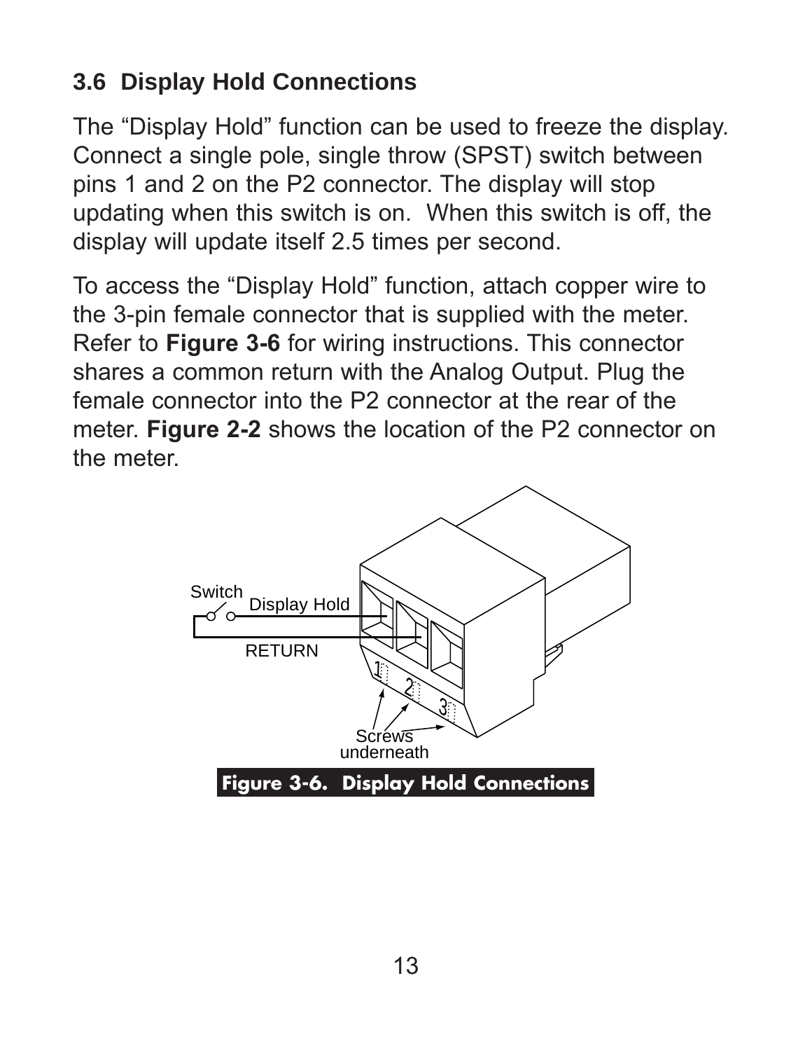## 3.6 Display Hold Connections

The “Display Hold” function can be used to freeze the display. Connect a single pole, single throw (SPST) switch between pins 1 and 2 on the P2 connector. The display will stop updating when this switch is on. When this switch is off, the display will update itself 2.5 times per second.

To access the “Display Hold” function, attach copper wire to the 3-pin female connector that is supplied with the meter. Refer to **Figure 3-6** for wiring instructions. This connector shares a common return with the Analog Output. Plug the female connector into the P2 connector at the rear of the meter. **Figure 2-2** shows the location of the P2 connector on the meter.

Switch

Display Hold

RETURN

1 2 3

Screws underneath

**Figure 3-6. Display Hold Connections**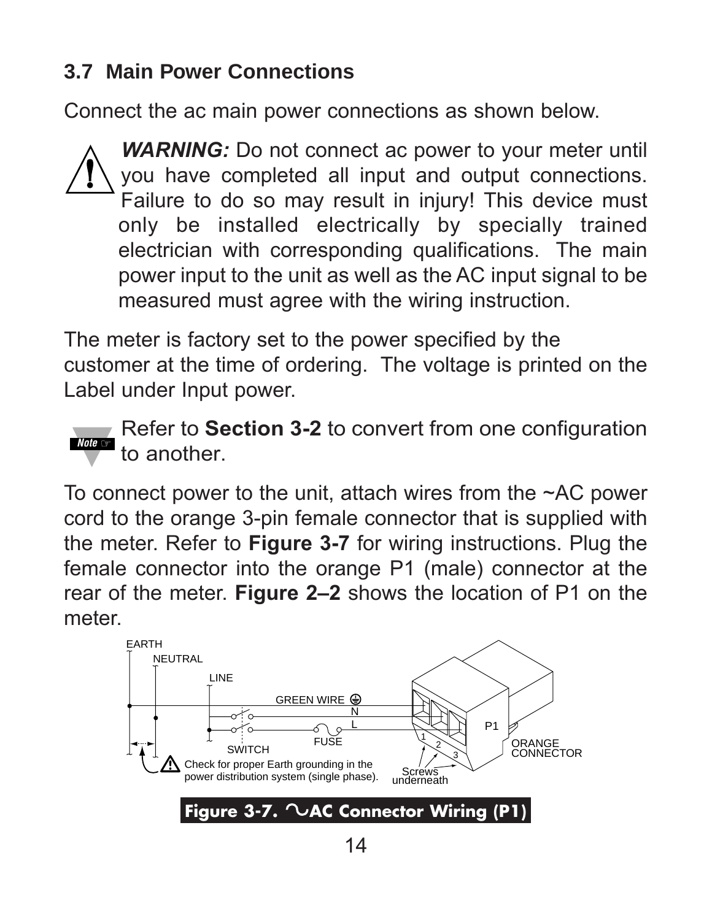### 3.7 Main Power Connections

Connect the ac main power connections as shown below.

***WARNING:*** Do not connect ac power to your meter until you have completed all input and output connections. Failure to do so may result in injury! This device must only be installed electrically by specially trained electrician with corresponding qualifications. The main power input to the unit as well as the AC input signal to be measured must agree with the wiring instruction.

The meter is factory set to the power specified by the customer at the time of ordering. The voltage is printed on the Label under Input power.

*Note* Refer to **Section 3-2** to convert from one configuration to another.

To connect power to the unit, attach wires from the ~AC power cord to the orange 3-pin female connector that is supplied with the meter. Refer to **Figure 3-7** for wiring instructions. Plug the female connector into the orange P1 (male) connector at the rear of the meter. **Figure 2–2** shows the location of P1 on the meter.

EARTH
NEUTRAL
LINE
GREEN WIRE
N
L
SWITCH
FUSE
P1
1 2 3
ORANGE CONNECTOR
Check for proper Earth grounding in the power distribution system (single phase).
Screws underneath

**Figure 3-7. ~AC Connector Wiring (P1)**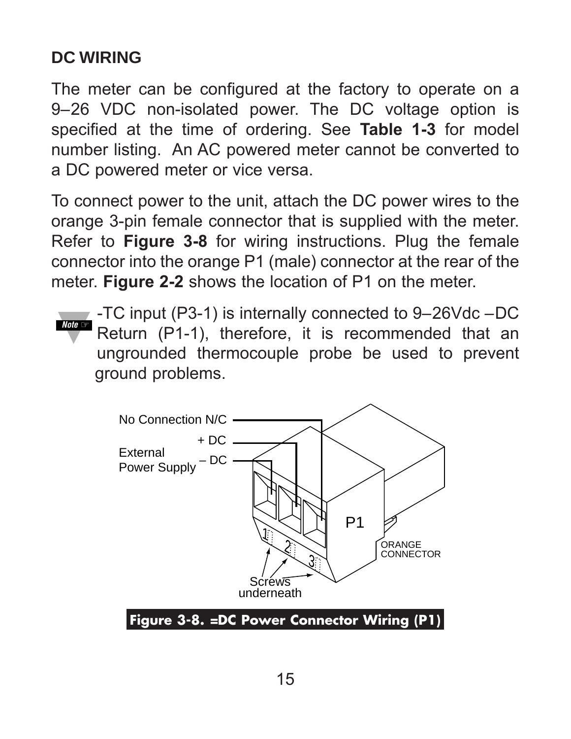## DC WIRING

The meter can be configured at the factory to operate on a 9–26 VDC non-isolated power. The DC voltage option is specified at the time of ordering. See **Table 1-3** for model number listing. An AC powered meter cannot be converted to a DC powered meter or vice versa.

To connect power to the unit, attach the DC power wires to the orange 3-pin female connector that is supplied with the meter. Refer to **Figure 3-8** for wiring instructions. Plug the female connector into the orange P1 (male) connector at the rear of the meter. **Figure 2-2** shows the location of P1 on the meter.

**Note** -TC input (P3-1) is internally connected to 9–26Vdc –DC Return (P1-1), therefore, it is recommended that an ungrounded thermocouple probe be used to prevent ground problems.

No Connection N/C

External Power Supply + DC – DC

P1

ORANGE CONNECTOR

1 2 3

Screws underneath

**Figure 3-8. =DC Power Connector Wiring (P1)**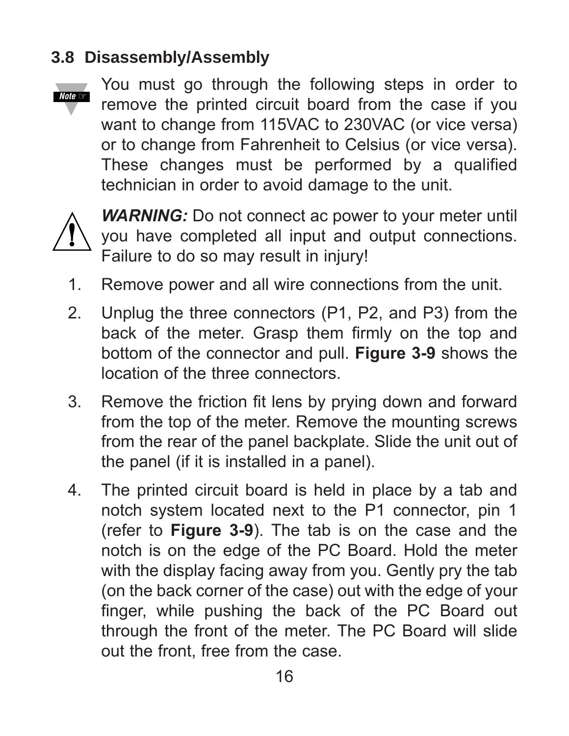## 3.8 Disassembly/Assembly

Note ☞ You must go through the following steps in order to remove the printed circuit board from the case if you want to change from 115VAC to 230VAC (or vice versa) or to change from Fahrenheit to Celsius (or vice versa). These changes must be performed by a qualified technician in order to avoid damage to the unit.

***WARNING:*** Do not connect ac power to your meter until you have completed all input and output connections. Failure to do so may result in injury!

1. Remove power and all wire connections from the unit.
2. Unplug the three connectors (P1, P2, and P3) from the back of the meter. Grasp them firmly on the top and bottom of the connector and pull. **Figure 3-9** shows the location of the three connectors.
3. Remove the friction fit lens by prying down and forward from the top of the meter. Remove the mounting screws from the rear of the panel backplate. Slide the unit out of the panel (if it is installed in a panel).
4. The printed circuit board is held in place by a tab and notch system located next to the P1 connector, pin 1 (refer to **Figure 3-9**). The tab is on the case and the notch is on the edge of the PC Board. Hold the meter with the display facing away from you. Gently pry the tab (on the back corner of the case) out with the edge of your finger, while pushing the back of the PC Board out through the front of the meter. The PC Board will slide out the front, free from the case.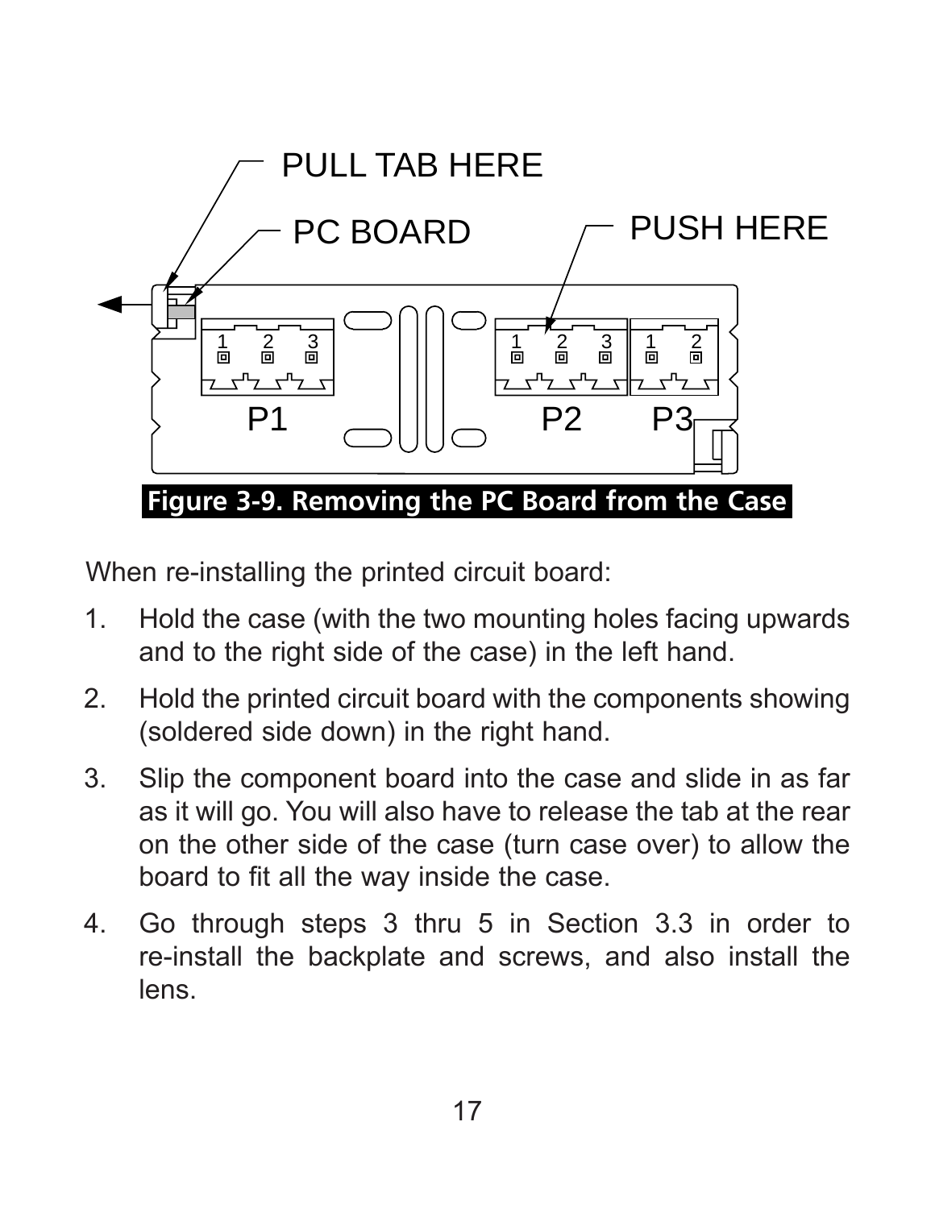**Figure 3-9. Removing the PC Board from the Case**

When re-installing the printed circuit board:

1. Hold the case (with the two mounting holes facing upwards and to the right side of the case) in the left hand.
2. Hold the printed circuit board with the components showing (soldered side down) in the right hand.
3. Slip the component board into the case and slide in as far as it will go. You will also have to release the tab at the rear on the other side of the case (turn case over) to allow the board to fit all the way inside the case.
4. Go through steps 3 thru 5 in Section 3.3 in order to re-install the backplate and screws, and also install the lens.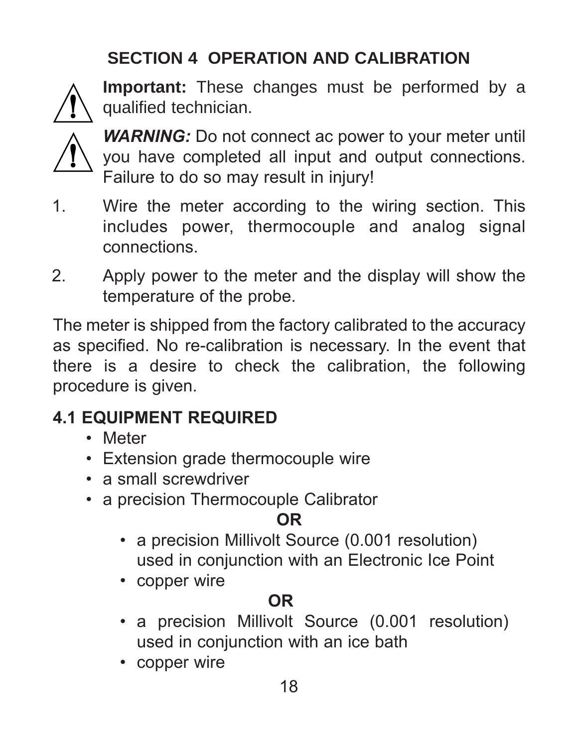# SECTION 4 OPERATION AND CALIBRATION

⚠ **Important:** These changes must be performed by a qualified technician.

⚠ ***WARNING:*** Do not connect ac power to your meter until you have completed all input and output connections. Failure to do so may result in injury!

1. Wire the meter according to the wiring section. This includes power, thermocouple and analog signal connections.
2. Apply power to the meter and the display will show the temperature of the probe.

The meter is shipped from the factory calibrated to the accuracy as specified. No re-calibration is necessary. In the event that there is a desire to check the calibration, the following procedure is given.

## 4.1 EQUIPMENT REQUIRED

- Meter
- Extension grade thermocouple wire
- a small screwdriver
- a precision Thermocouple Calibrator

**OR**

  - a precision Millivolt Source (0.001 resolution) used in conjunction with an Electronic Ice Point
  - copper wire

**OR**

  - a precision Millivolt Source (0.001 resolution) used in conjunction with an ice bath
  - copper wire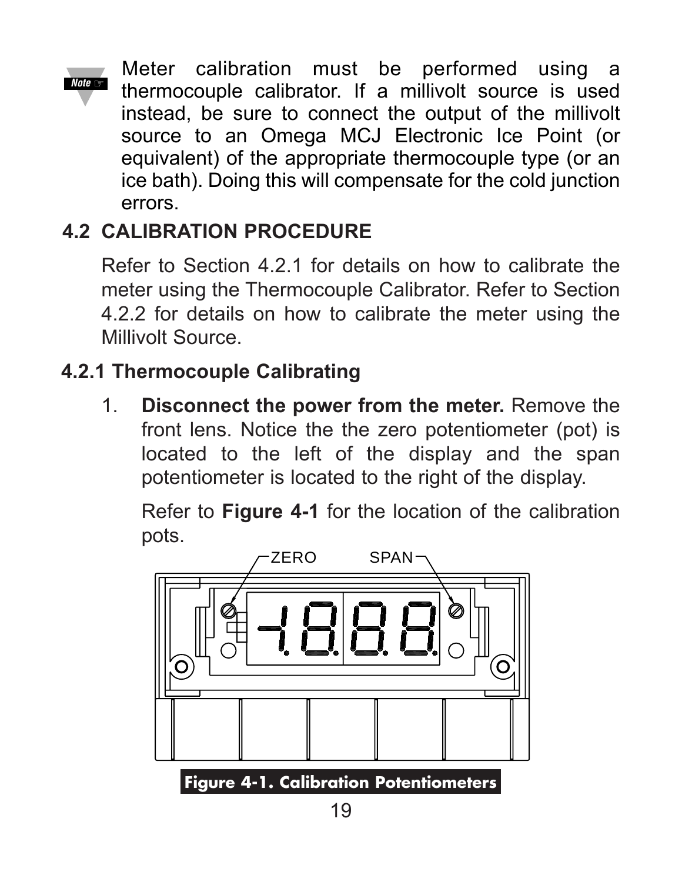**Note** Meter calibration must be performed using a thermocouple calibrator. If a millivolt source is used instead, be sure to connect the output of the millivolt source to an Omega MCJ Electronic Ice Point (or equivalent) of the appropriate thermocouple type (or an ice bath). Doing this will compensate for the cold junction errors.

## 4.2 CALIBRATION PROCEDURE

Refer to Section 4.2.1 for details on how to calibrate the meter using the Thermocouple Calibrator. Refer to Section 4.2.2 for details on how to calibrate the meter using the Millivolt Source.

### 4.2.1 Thermocouple Calibrating

1. **Disconnect the power from the meter.** Remove the front lens. Notice the the zero potentiometer (pot) is located to the left of the display and the span potentiometer is located to the right of the display.

   Refer to **Figure 4-1** for the location of the calibration pots.

ZERO SPAN

**Figure 4-1. Calibration Potentiometers**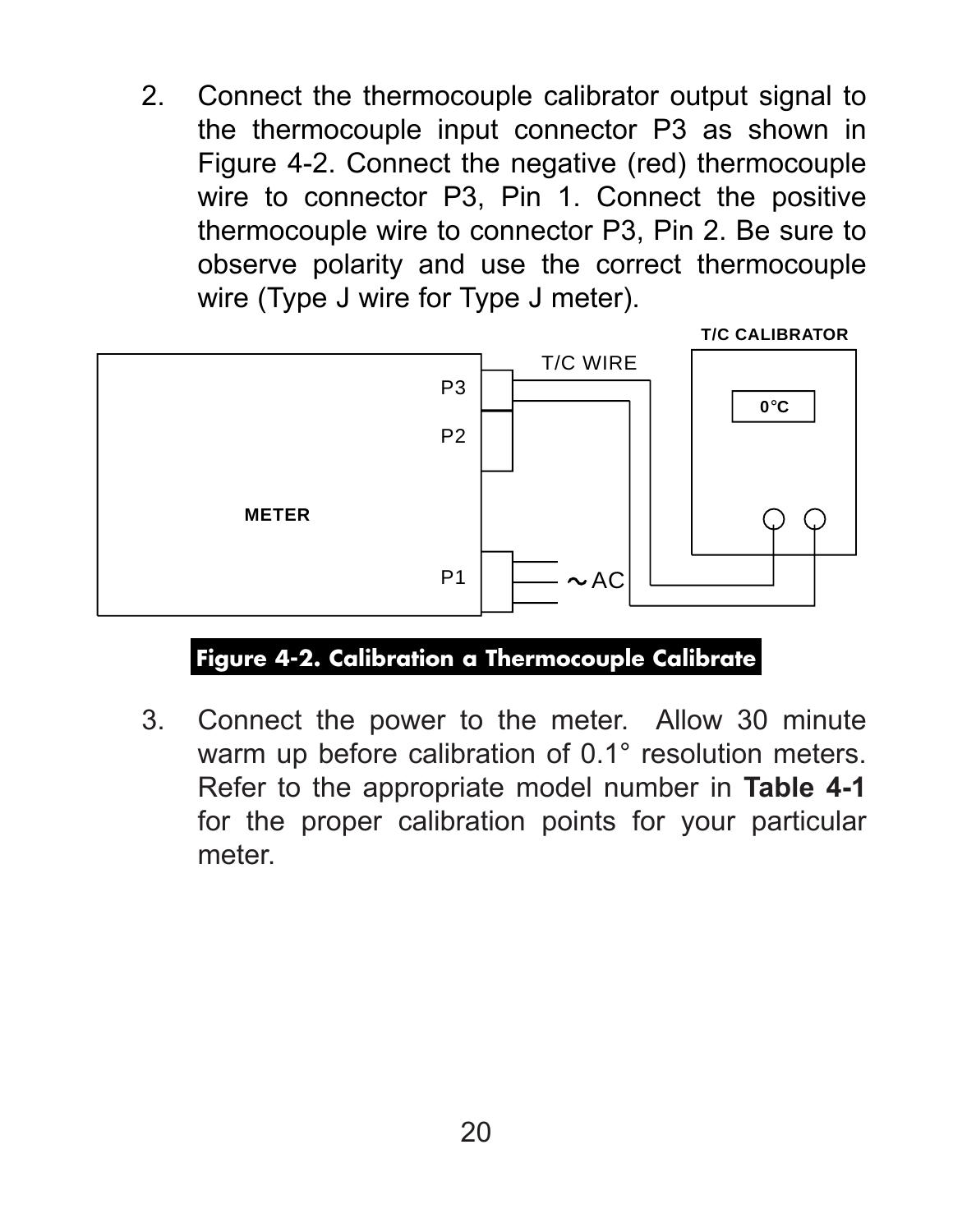2. Connect the thermocouple calibrator output signal to the thermocouple input connector P3 as shown in Figure 4-2. Connect the negative (red) thermocouple wire to connector P3, Pin 1. Connect the positive thermocouple wire to connector P3, Pin 2. Be sure to observe polarity and use the correct thermocouple wire (Type J wire for Type J meter).

**Figure 4-2. Calibration a Thermocouple Calibrate**

3. Connect the power to the meter. Allow 30 minute warm up before calibration of 0.1° resolution meters. Refer to the appropriate model number in **Table 4-1** for the proper calibration points for your particular meter.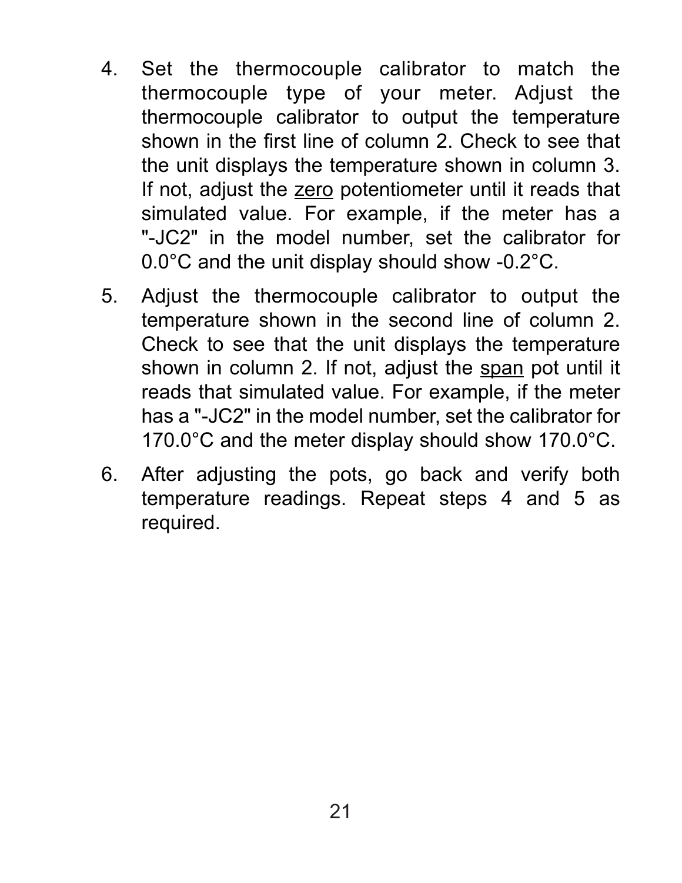4. Set the thermocouple calibrator to match the thermocouple type of your meter. Adjust the thermocouple calibrator to output the temperature shown in the first line of column 2. Check to see that the unit displays the temperature shown in column 3. If not, adjust the <u>zero</u> potentiometer until it reads that simulated value. For example, if the meter has a "-JC2" in the model number, set the calibrator for 0.0°C and the unit display should show -0.2°C.

5. Adjust the thermocouple calibrator to output the temperature shown in the second line of column 2. Check to see that the unit displays the temperature shown in column 2. If not, adjust the <u>span</u> pot until it reads that simulated value. For example, if the meter has a "-JC2" in the model number, set the calibrator for 170.0°C and the meter display should show 170.0°C.

6. After adjusting the pots, go back and verify both temperature readings. Repeat steps 4 and 5 as required.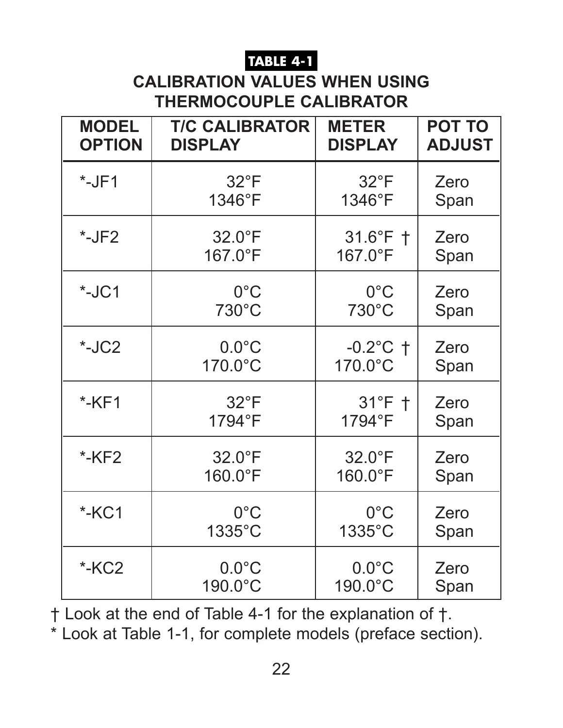**TABLE 4-1**

## CALIBRATION VALUES WHEN USING THERMOCOUPLE CALIBRATOR

| MODEL OPTION | T/C CALIBRATOR DISPLAY | METER DISPLAY | POT TO ADJUST |
|---|---|---|---|
| *-JF1 | 32°F<br>1346°F | 32°F<br>1346°F | Zero<br>Span |
| *-JF2 | 32.0°F<br>167.0°F | 31.6°F †<br>167.0°F | Zero<br>Span |
| *-JC1 | 0°C<br>730°C | 0°C<br>730°C | Zero<br>Span |
| *-JC2 | 0.0°C<br>170.0°C | -0.2°C †<br>170.0°C | Zero<br>Span |
| *-KF1 | 32°F<br>1794°F | 31°F †<br>1794°F | Zero<br>Span |
| *-KF2 | 32.0°F<br>160.0°F | 32.0°F<br>160.0°F | Zero<br>Span |
| *-KC1 | 0°C<br>1335°C | 0°C<br>1335°C | Zero<br>Span |
| *-KC2 | 0.0°C<br>190.0°C | 0.0°C<br>190.0°C | Zero<br>Span |

† Look at the end of Table 4-1 for the explanation of †.

* Look at Table 1-1, for complete models (preface section).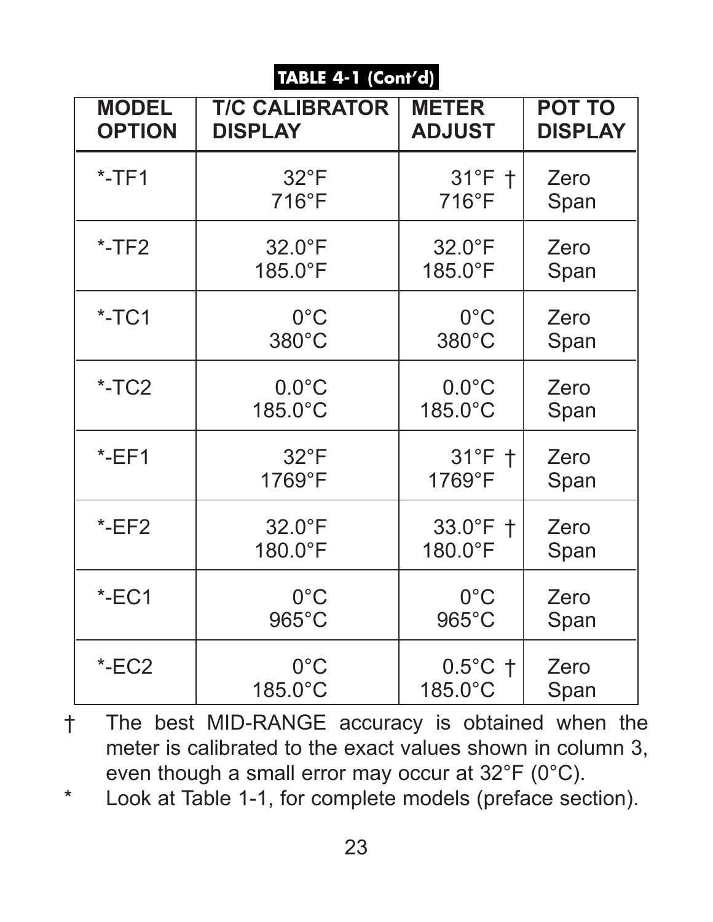**TABLE 4-1 (Cont'd)**

| MODEL OPTION | T/C CALIBRATOR DISPLAY | METER ADJUST | POT TO DISPLAY |
|---|---|---|---|
| *-TF1 | 32°F<br>716°F | 31°F †<br>716°F | Zero<br>Span |
| *-TF2 | 32.0°F<br>185.0°F | 32.0°F<br>185.0°F | Zero<br>Span |
| *-TC1 | 0°C<br>380°C | 0°C<br>380°C | Zero<br>Span |
| *-TC2 | 0.0°C<br>185.0°C | 0.0°C<br>185.0°C | Zero<br>Span |
| *-EF1 | 32°F<br>1769°F | 31°F †<br>1769°F | Zero<br>Span |
| *-EF2 | 32.0°F<br>180.0°F | 33.0°F †<br>180.0°F | Zero<br>Span |
| *-EC1 | 0°C<br>965°C | 0°C<br>965°C | Zero<br>Span |
| *-EC2 | 0°C<br>185.0°C | 0.5°C †<br>185.0°C | Zero<br>Span |

† The best MID-RANGE accuracy is obtained when the meter is calibrated to the exact values shown in column 3, even though a small error may occur at 32°F (0°C).

* Look at Table 1-1, for complete models (preface section).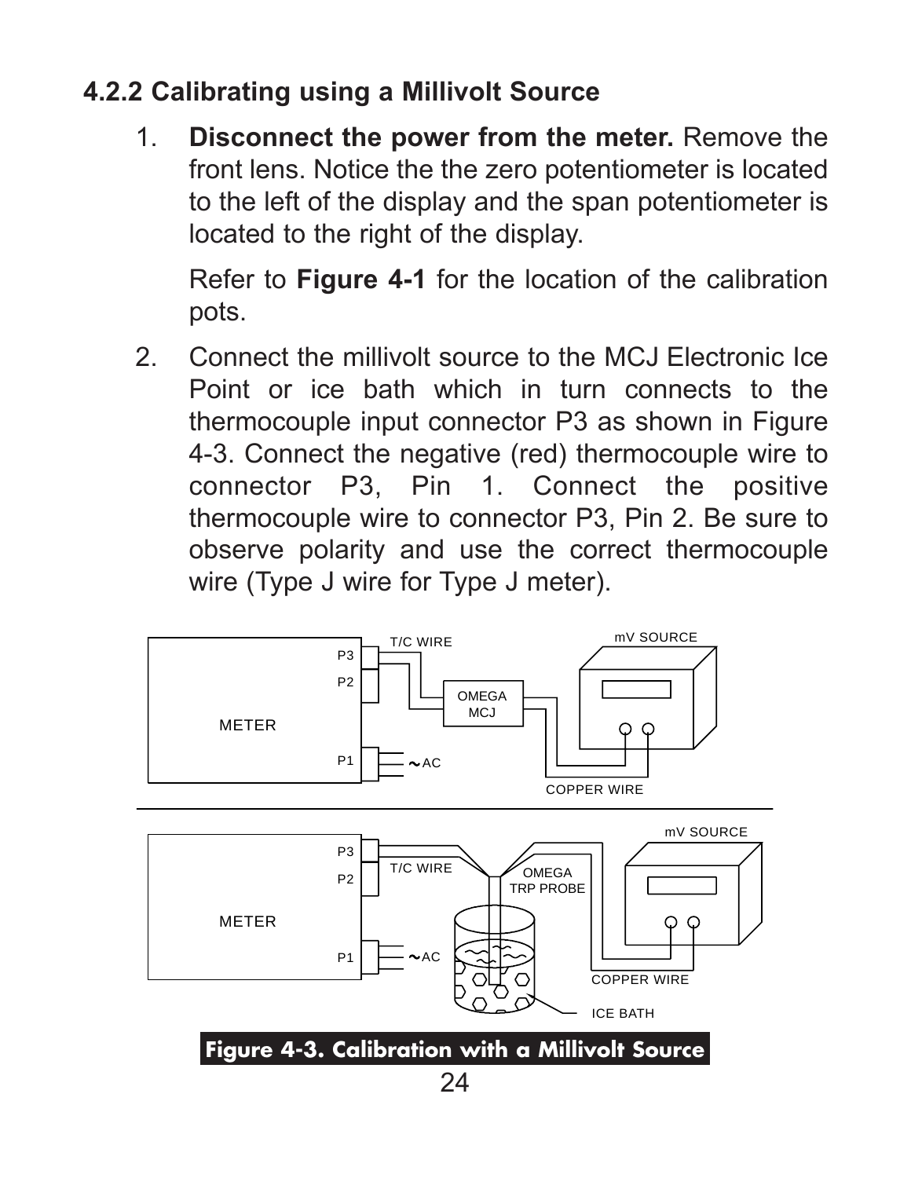### 4.2.2 Calibrating using a Millivolt Source

1. **Disconnect the power from the meter.** Remove the front lens. Notice the the zero potentiometer is located to the left of the display and the span potentiometer is located to the right of the display.

   Refer to **Figure 4-1** for the location of the calibration pots.

2. Connect the millivolt source to the MCJ Electronic Ice Point or ice bath which in turn connects to the thermocouple input connector P3 as shown in Figure 4-3. Connect the negative (red) thermocouple wire to connector P3, Pin 1. Connect the positive thermocouple wire to connector P3, Pin 2. Be sure to observe polarity and use the correct thermocouple wire (Type J wire for Type J meter).

**Figure 4-3. Calibration with a Millivolt Source**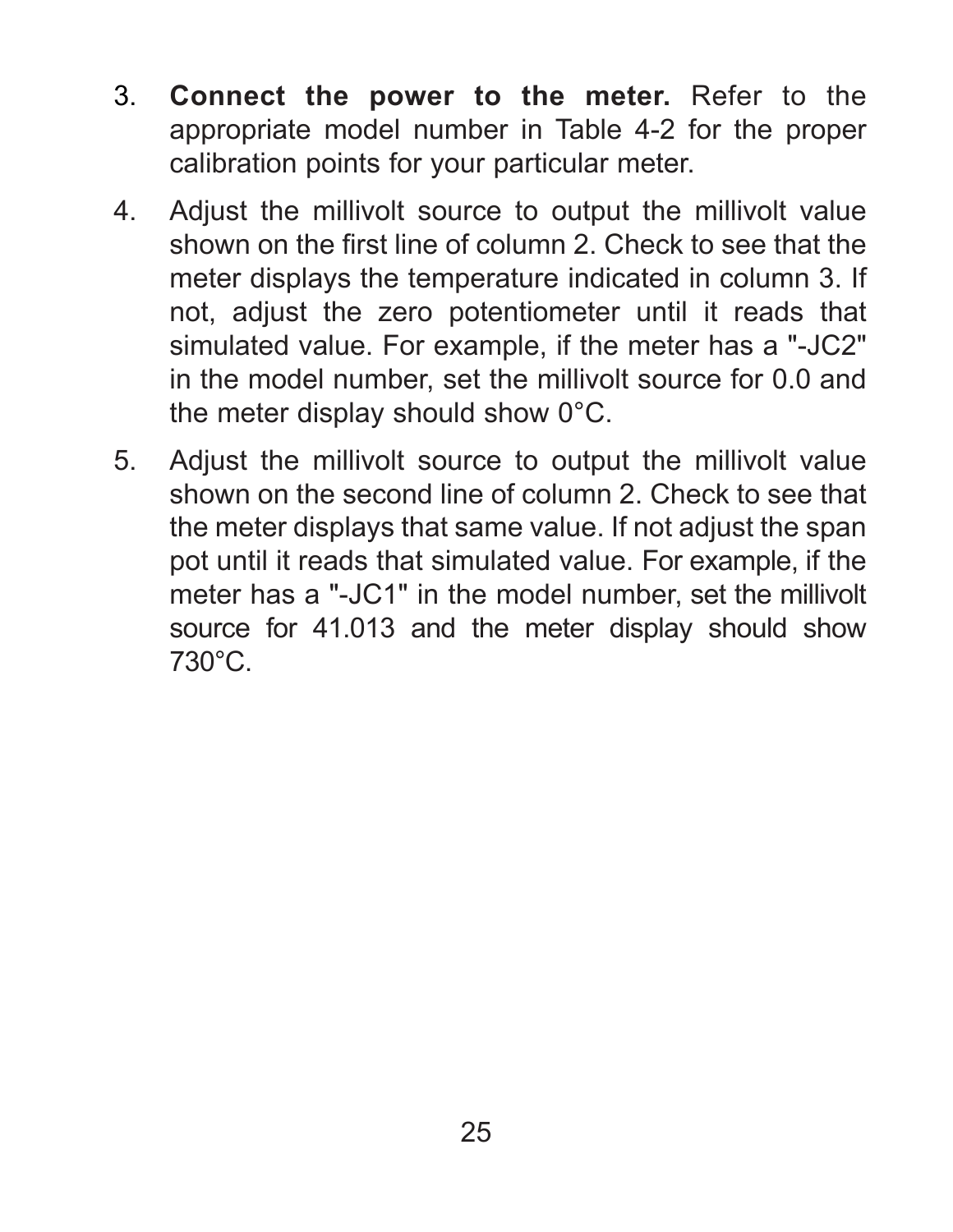3. **Connect the power to the meter.** Refer to the appropriate model number in Table 4-2 for the proper calibration points for your particular meter.

4. Adjust the millivolt source to output the millivolt value shown on the first line of column 2. Check to see that the meter displays the temperature indicated in column 3. If not, adjust the zero potentiometer until it reads that simulated value. For example, if the meter has a "-JC2" in the model number, set the millivolt source for 0.0 and the meter display should show 0°C.

5. Adjust the millivolt source to output the millivolt value shown on the second line of column 2. Check to see that the meter displays that same value. If not adjust the span pot until it reads that simulated value. For example, if the meter has a "-JC1" in the model number, set the millivolt source for 41.013 and the meter display should show 730°C.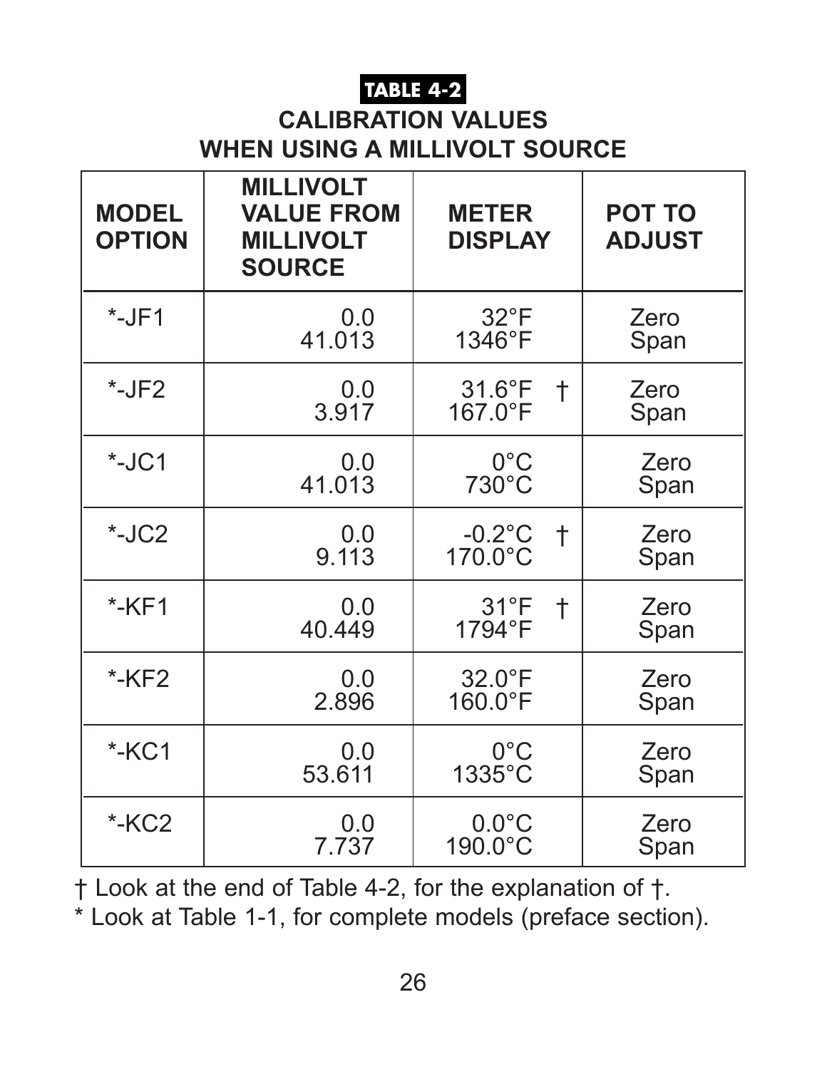**TABLE 4-2**

## CALIBRATION VALUES WHEN USING A MILLIVOLT SOURCE

| MODEL OPTION | MILLIVOLT VALUE FROM MILLIVOLT SOURCE | METER DISPLAY | POT TO ADJUST |
|---|---|---|---|
| *-JF1 | 0.0<br>41.013 | 32°F<br>1346°F | Zero<br>Span |
| *-JF2 | 0.0<br>3.917 | 31.6°F †<br>167.0°F | Zero<br>Span |
| *-JC1 | 0.0<br>41.013 | 0°C<br>730°C | Zero<br>Span |
| *-JC2 | 0.0<br>9.113 | -0.2°C †<br>170.0°C | Zero<br>Span |
| *-KF1 | 0.0<br>40.449 | 31°F †<br>1794°F | Zero<br>Span |
| *-KF2 | 0.0<br>2.896 | 32.0°F<br>160.0°F | Zero<br>Span |
| *-KC1 | 0.0<br>53.611 | 0°C<br>1335°C | Zero<br>Span |
| *-KC2 | 0.0<br>7.737 | 0.0°C<br>190.0°C | Zero<br>Span |

† Look at the end of Table 4-2, for the explanation of †.

* Look at Table 1-1, for complete models (preface section).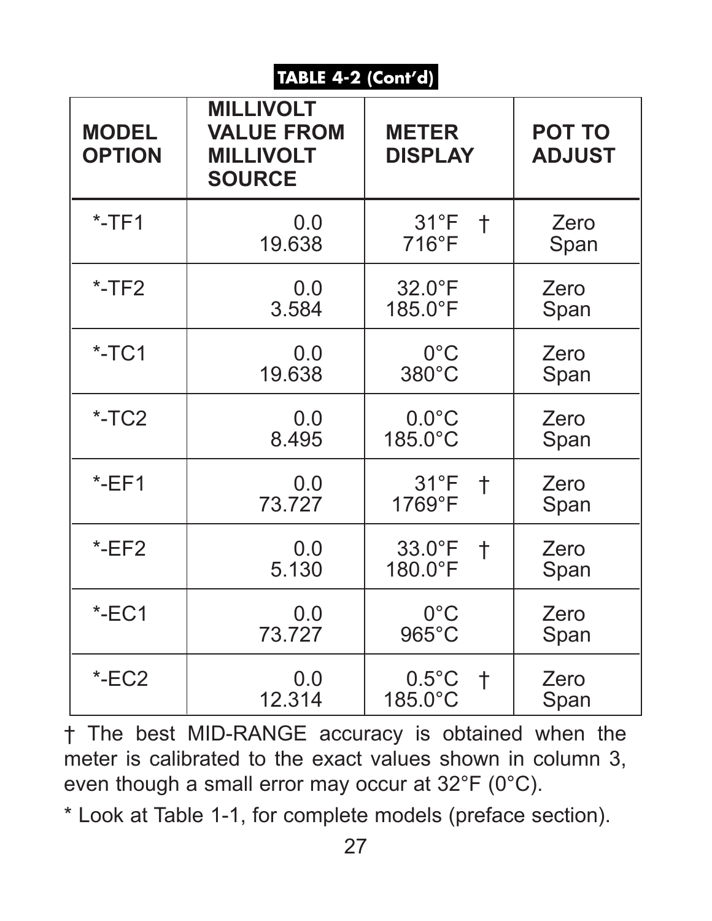**TABLE 4-2 (Cont'd)**

| MODEL OPTION | MILLIVOLT VALUE FROM MILLIVOLT SOURCE | METER DISPLAY | POT TO ADJUST |
|---|---|---|---|
| *-TF1 | 0.0<br>19.638 | 31°F †<br>716°F | Zero<br>Span |
| *-TF2 | 0.0<br>3.584 | 32.0°F<br>185.0°F | Zero<br>Span |
| *-TC1 | 0.0<br>19.638 | 0°C<br>380°C | Zero<br>Span |
| *-TC2 | 0.0<br>8.495 | 0.0°C<br>185.0°C | Zero<br>Span |
| *-EF1 | 0.0<br>73.727 | 31°F †<br>1769°F | Zero<br>Span |
| *-EF2 | 0.0<br>5.130 | 33.0°F †<br>180.0°F | Zero<br>Span |
| *-EC1 | 0.0<br>73.727 | 0°C<br>965°C | Zero<br>Span |
| *-EC2 | 0.0<br>12.314 | 0.5°C †<br>185.0°C | Zero<br>Span |

† The best MID-RANGE accuracy is obtained when the meter is calibrated to the exact values shown in column 3, even though a small error may occur at 32°F (0°C).

* Look at Table 1-1, for complete models (preface section).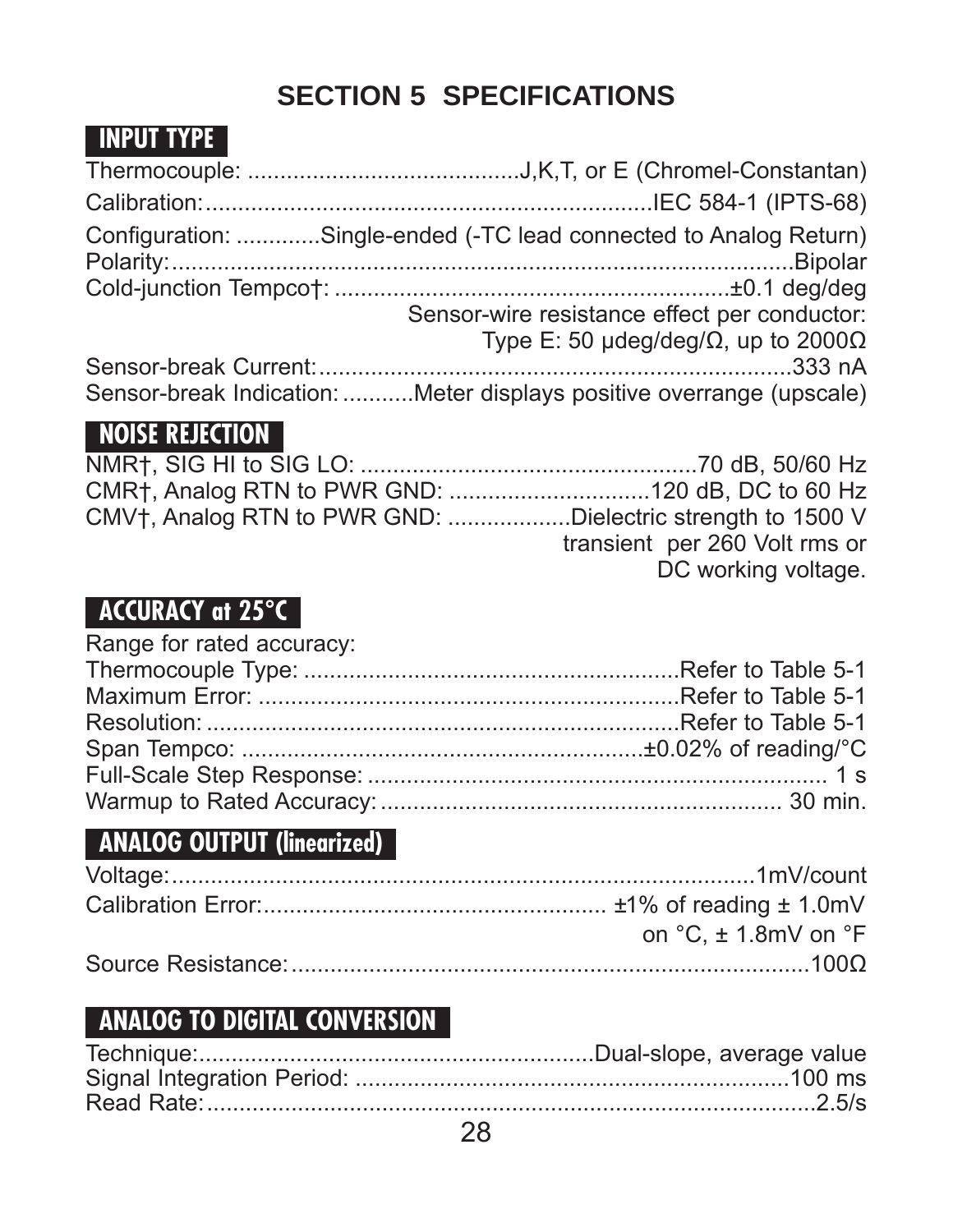# SECTION 5 SPECIFICATIONS

## INPUT TYPE

Thermocouple: ..........................................J,K,T, or E (Chromel-Constantan)

Calibration:....................................................................IEC 584-1 (IPTS-68)

Configuration: .............Single-ended (-TC lead connected to Analog Return)
Polarity:...............................................................................................Bipolar
Cold-junction Tempco†: ...........................................................±0.1 deg/deg
Sensor-wire resistance effect per conductor:
Type E: 50 µdeg/deg/Ω, up to 2000Ω
Sensor-break Current:.........................................................................333 nA
Sensor-break Indication: ...........Meter displays positive overrange (upscale)

## NOISE REJECTION

NMR†, SIG HI to SIG LO: ...................................................70 dB, 50/60 Hz
CMR†, Analog RTN to PWR GND: ..............................120 dB, DC to 60 Hz
CMV†, Analog RTN to PWR GND: ..................Dielectric strength to 1500 V
transient per 260 Volt rms or
DC working voltage.

## ACCURACY at 25°C

Range for rated accuracy:
Thermocouple Type: .........................................................Refer to Table 5-1
Maximum Error: ................................................................Refer to Table 5-1
Resolution: ........................................................................Refer to Table 5-1
Span Tempco: ............................................................±0.02% of reading/°C
Full-Scale Step Response: ........................................................................ 1 s
Warmup to Rated Accuracy: ............................................................. 30 min.

## ANALOG OUTPUT (linearized)

Voltage:.........................................................................................1mV/count

Calibration Error:.................................................... ±1% of reading ± 1.0mV
on °C, ± 1.8mV on °F

Source Resistance:................................................................................100Ω

## ANALOG TO DIGITAL CONVERSION

Technique:............................................................Dual-slope, average value
Signal Integration Period: ...................................................................100 ms
Read Rate:..............................................................................................2.5/s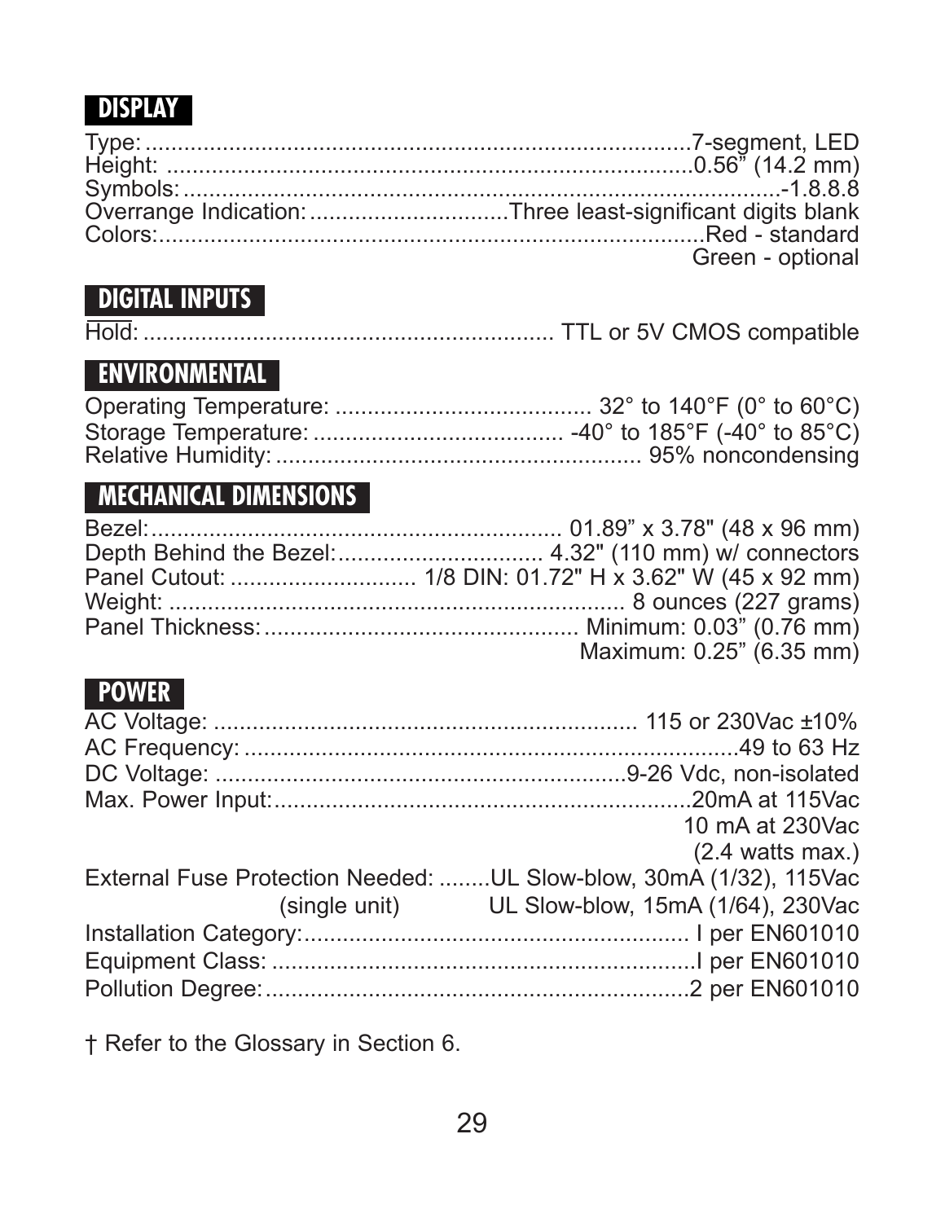## DISPLAY

| | |
|---|---|
| Type: | 7-segment, LED |
| Height: | 0.56" (14.2 mm) |
| Symbols: | -1.8.8.8 |
| Overrange Indication: | Three least-significant digits blank |
| Colors: | Red - standard<br>Green - optional |

## DIGITAL INPUTS

| | |
|---|---|
| Hold: | TTL or 5V CMOS compatible |

## ENVIRONMENTAL

| | |
|---|---|
| Operating Temperature: | 32° to 140°F (0° to 60°C) |
| Storage Temperature: | -40° to 185°F (-40° to 85°C) |
| Relative Humidity: | 95% noncondensing |

## MECHANICAL DIMENSIONS

| | |
|---|---|
| Bezel: | 01.89" x 3.78" (48 x 96 mm) |
| Depth Behind the Bezel: | 4.32" (110 mm) w/ connectors |
| Panel Cutout: | 1/8 DIN: 01.72" H x 3.62" W (45 x 92 mm) |
| Weight: | 8 ounces (227 grams) |
| Panel Thickness: | Minimum: 0.03" (0.76 mm)<br>Maximum: 0.25" (6.35 mm) |

## POWER

| | |
|---|---|
| AC Voltage: | 115 or 230Vac ±10% |
| AC Frequency: | 49 to 63 Hz |
| DC Voltage: | 9-26 Vdc, non-isolated |
| Max. Power Input: | 20mA at 115Vac<br>10 mA at 230Vac<br>(2.4 watts max.) |
| External Fuse Protection Needed: (single unit) | UL Slow-blow, 30mA (1/32), 115Vac<br>UL Slow-blow, 15mA (1/64), 230Vac |
| Installation Category: | I per EN601010 |
| Equipment Class: | I per EN601010 |
| Pollution Degree: | 2 per EN601010 |

† Refer to the Glossary in Section 6.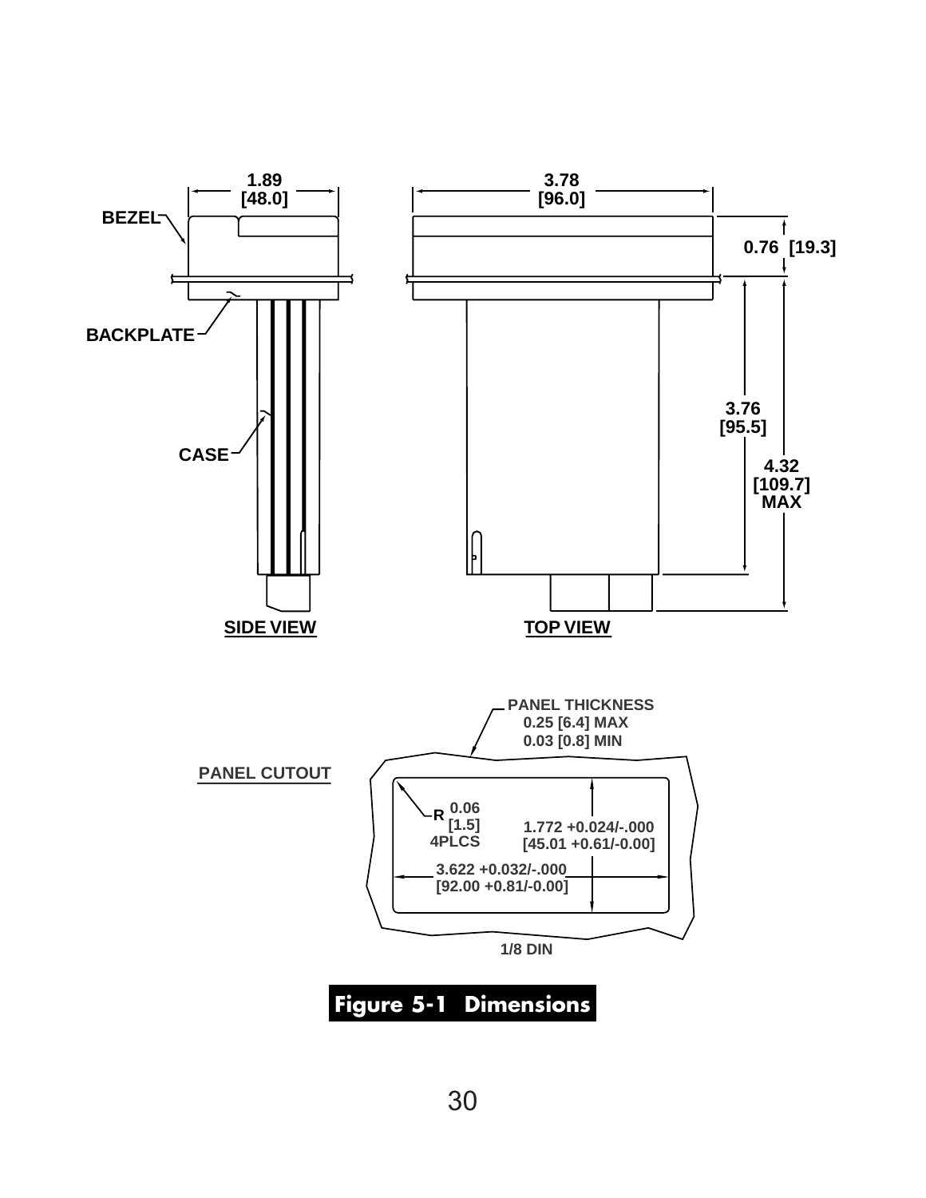SIDE VIEW

- BEZEL
- BACKPLATE
- CASE
- 1.89 [48.0]

TOP VIEW

- 3.78 [96.0]
- 0.76 [19.3]
- 3.76 [95.5]
- 4.32 [109.7] MAX

PANEL CUTOUT

PANEL THICKNESS
0.25 [6.4] MAX
0.03 [0.8] MIN

R 0.06 [1.5] 4PLCS

1.772 +0.024/-.000
[45.01 +0.61/-0.00]

3.622 +0.032/-.000
[92.00 +0.81/-0.00]

1/8 DIN

**Figure 5-1 Dimensions**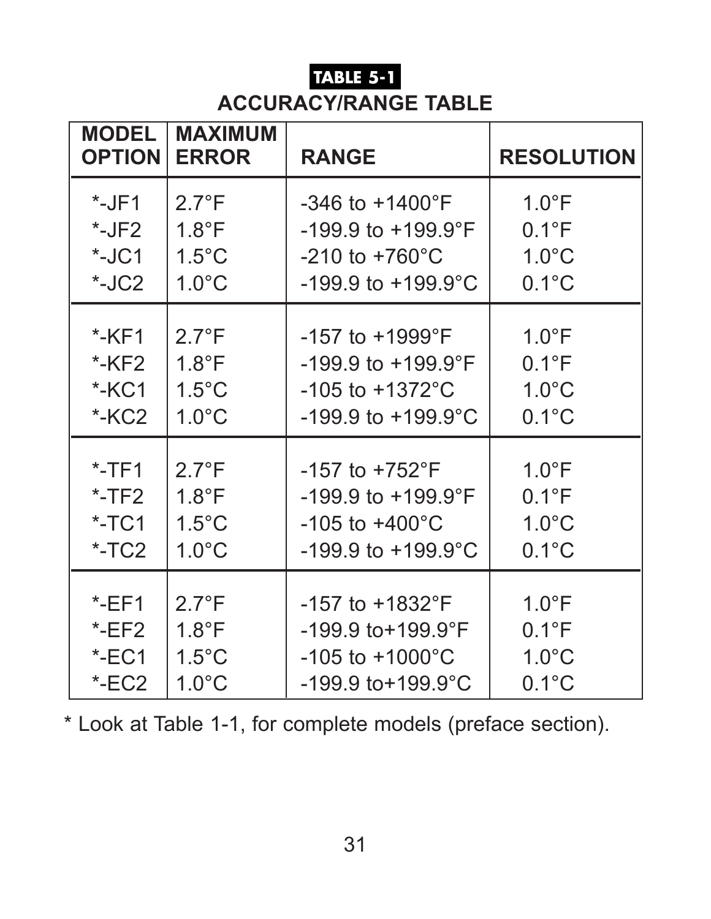**TABLE 5-1**

**ACCURACY/RANGE TABLE**

| MODEL OPTION | MAXIMUM ERROR | RANGE | RESOLUTION |
|---|---|---|---|
| *-JF1 | 2.7°F | -346 to +1400°F | 1.0°F |
| *-JF2 | 1.8°F | -199.9 to +199.9°F | 0.1°F |
| *-JC1 | 1.5°C | -210 to +760°C | 1.0°C |
| *-JC2 | 1.0°C | -199.9 to +199.9°C | 0.1°C |
| *-KF1 | 2.7°F | -157 to +1999°F | 1.0°F |
| *-KF2 | 1.8°F | -199.9 to +199.9°F | 0.1°F |
| *-KC1 | 1.5°C | -105 to +1372°C | 1.0°C |
| *-KC2 | 1.0°C | -199.9 to +199.9°C | 0.1°C |
| *-TF1 | 2.7°F | -157 to +752°F | 1.0°F |
| *-TF2 | 1.8°F | -199.9 to +199.9°F | 0.1°F |
| *-TC1 | 1.5°C | -105 to +400°C | 1.0°C |
| *-TC2 | 1.0°C | -199.9 to +199.9°C | 0.1°C |
| *-EF1 | 2.7°F | -157 to +1832°F | 1.0°F |
| *-EF2 | 1.8°F | -199.9 to+199.9°F | 0.1°F |
| *-EC1 | 1.5°C | -105 to +1000°C | 1.0°C |
| *-EC2 | 1.0°C | -199.9 to+199.9°C | 0.1°C |

* Look at Table 1-1, for complete models (preface section).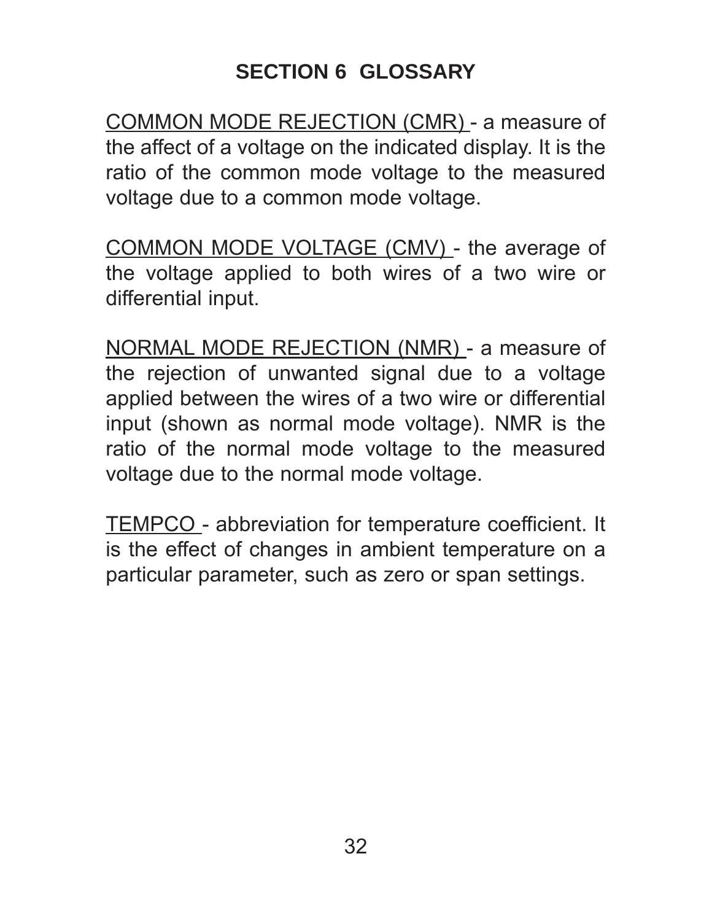# SECTION 6 GLOSSARY

COMMON MODE REJECTION (CMR) - a measure of the affect of a voltage on the indicated display. It is the ratio of the common mode voltage to the measured voltage due to a common mode voltage.

COMMON MODE VOLTAGE (CMV) - the average of the voltage applied to both wires of a two wire or differential input.

NORMAL MODE REJECTION (NMR) - a measure of the rejection of unwanted signal due to a voltage applied between the wires of a two wire or differential input (shown as normal mode voltage). NMR is the ratio of the normal mode voltage to the measured voltage due to the normal mode voltage.

TEMPCO - abbreviation for temperature coefficient. It is the effect of changes in ambient temperature on a particular parameter, such as zero or span settings.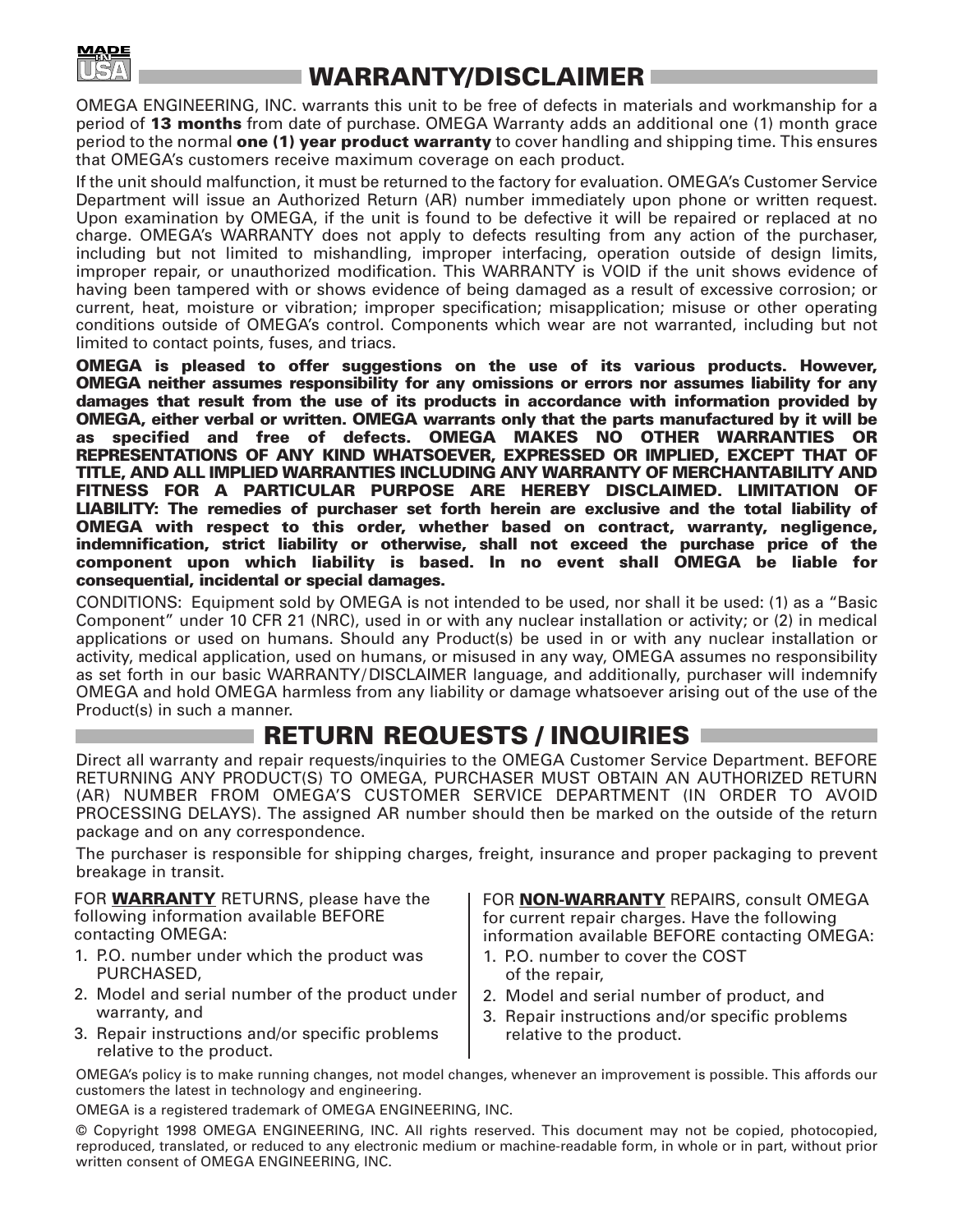# WARRANTY/DISCLAIMER

OMEGA ENGINEERING, INC. warrants this unit to be free of defects in materials and workmanship for a period of **13 months** from date of purchase. OMEGA Warranty adds an additional one (1) month grace period to the normal **one (1) year product warranty** to cover handling and shipping time. This ensures that OMEGA's customers receive maximum coverage on each product.

If the unit should malfunction, it must be returned to the factory for evaluation. OMEGA's Customer Service Department will issue an Authorized Return (AR) number immediately upon phone or written request. Upon examination by OMEGA, if the unit is found to be defective it will be repaired or replaced at no charge. OMEGA's WARRANTY does not apply to defects resulting from any action of the purchaser, including but not limited to mishandling, improper interfacing, operation outside of design limits, improper repair, or unauthorized modification. This WARRANTY is VOID if the unit shows evidence of having been tampered with or shows evidence of being damaged as a result of excessive corrosion; or current, heat, moisture or vibration; improper specification; misapplication; misuse or other operating conditions outside of OMEGA's control. Components which wear are not warranted, including but not limited to contact points, fuses, and triacs.

**OMEGA is pleased to offer suggestions on the use of its various products. However, OMEGA neither assumes responsibility for any omissions or errors nor assumes liability for any damages that result from the use of its products in accordance with information provided by OMEGA, either verbal or written. OMEGA warrants only that the parts manufactured by it will be as specified and free of defects. OMEGA MAKES NO OTHER WARRANTIES OR REPRESENTATIONS OF ANY KIND WHATSOEVER, EXPRESSED OR IMPLIED, EXCEPT THAT OF TITLE, AND ALL IMPLIED WARRANTIES INCLUDING ANY WARRANTY OF MERCHANTABILITY AND FITNESS FOR A PARTICULAR PURPOSE ARE HEREBY DISCLAIMED. LIMITATION OF LIABILITY: The remedies of purchaser set forth herein are exclusive and the total liability of OMEGA with respect to this order, whether based on contract, warranty, negligence, indemnification, strict liability or otherwise, shall not exceed the purchase price of the component upon which liability is based. In no event shall OMEGA be liable for consequential, incidental or special damages.**

CONDITIONS: Equipment sold by OMEGA is not intended to be used, nor shall it be used: (1) as a "Basic Component" under 10 CFR 21 (NRC), used in or with any nuclear installation or activity; or (2) in medical applications or used on humans. Should any Product(s) be used in or with any nuclear installation or activity, medical application, used on humans, or misused in any way, OMEGA assumes no responsibility as set forth in our basic WARRANTY/DISCLAIMER language, and additionally, purchaser will indemnify OMEGA and hold OMEGA harmless from any liability or damage whatsoever arising out of the use of the Product(s) in such a manner.

# RETURN REQUESTS / INQUIRIES

Direct all warranty and repair requests/inquiries to the OMEGA Customer Service Department. BEFORE RETURNING ANY PRODUCT(S) TO OMEGA, PURCHASER MUST OBTAIN AN AUTHORIZED RETURN (AR) NUMBER FROM OMEGA'S CUSTOMER SERVICE DEPARTMENT (IN ORDER TO AVOID PROCESSING DELAYS). The assigned AR number should then be marked on the outside of the return package and on any correspondence.

The purchaser is responsible for shipping charges, freight, insurance and proper packaging to prevent breakage in transit.

FOR **WARRANTY** RETURNS, please have the following information available BEFORE contacting OMEGA:

1. P.O. number under which the product was PURCHASED,
2. Model and serial number of the product under warranty, and
3. Repair instructions and/or specific problems relative to the product.

FOR **NON-WARRANTY** REPAIRS, consult OMEGA for current repair charges. Have the following information available BEFORE contacting OMEGA:

1. P.O. number to cover the COST of the repair,
2. Model and serial number of product, and
3. Repair instructions and/or specific problems relative to the product.

OMEGA's policy is to make running changes, not model changes, whenever an improvement is possible. This affords our customers the latest in technology and engineering.

OMEGA is a registered trademark of OMEGA ENGINEERING, INC.

© Copyright 1998 OMEGA ENGINEERING, INC. All rights reserved. This document may not be copied, photocopied, reproduced, translated, or reduced to any electronic medium or machine-readable form, in whole or in part, without prior written consent of OMEGA ENGINEERING, INC.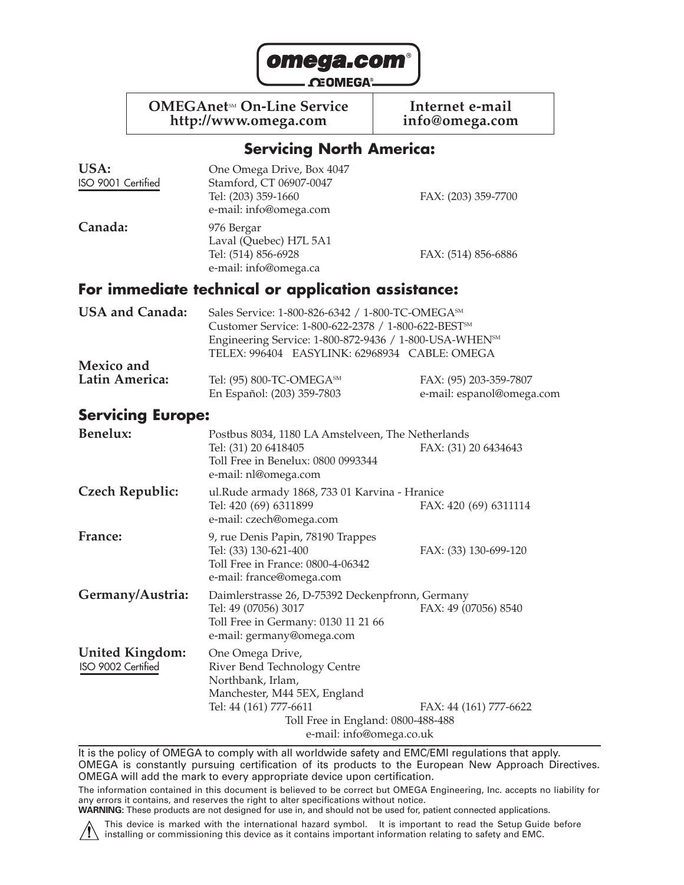**omega.com®**

**ΩOMEGA®**

| **OMEGAnet℠ On-Line Service**<br>**http://www.omega.com** | **Internet e-mail**<br>**info@omega.com** |
| --- | --- |

## Servicing North America:

**USA:**
ISO 9001 Certified

One Omega Drive, Box 4047
Stamford, CT 06907-0047
Tel: (203) 359-1660 FAX: (203) 359-7700
e-mail: info@omega.com

**Canada:**

976 Bergar
Laval (Quebec) H7L 5A1
Tel: (514) 856-6928 FAX: (514) 856-6886
e-mail: info@omega.ca

## For immediate technical or application assistance:

**USA and Canada:**

Sales Service: 1-800-826-6342 / 1-800-TC-OMEGA℠
Customer Service: 1-800-622-2378 / 1-800-622-BEST℠
Engineering Service: 1-800-872-9436 / 1-800-USA-WHEN℠
TELEX: 996404 EASYLINK: 62968934 CABLE: OMEGA

**Mexico and Latin America:**

Tel: (95) 800-TC-OMEGA℠ FAX: (95) 203-359-7807
En Español: (203) 359-7803 e-mail: espanol@omega.com

## Servicing Europe:

**Benelux:**

Postbus 8034, 1180 LA Amstelveen, The Netherlands
Tel: (31) 20 6418405 FAX: (31) 20 6434643
Toll Free in Benelux: 0800 0993344
e-mail: nl@omega.com

**Czech Republic:**

ul.Rude armady 1868, 733 01 Karvina - Hranice
Tel: 420 (69) 6311899 FAX: 420 (69) 6311114
e-mail: czech@omega.com

**France:**

9, rue Denis Papin, 78190 Trappes
Tel: (33) 130-621-400 FAX: (33) 130-699-120
Toll Free in France: 0800-4-06342
e-mail: france@omega.com

**Germany/Austria:**

Daimlerstrasse 26, D-75392 Deckenpfronn, Germany
Tel: 49 (07056) 3017 FAX: 49 (07056) 8540
Toll Free in Germany: 0130 11 21 66
e-mail: germany@omega.com

**United Kingdom:**
ISO 9002 Certified

One Omega Drive,
River Bend Technology Centre
Northbank, Irlam,
Manchester, M44 5EX, England
Tel: 44 (161) 777-6611 FAX: 44 (161) 777-6622
Toll Free in England: 0800-488-488
e-mail: info@omega.co.uk

It is the policy of OMEGA to comply with all worldwide safety and EMC/EMI regulations that apply. OMEGA is constantly pursuing certification of its products to the European New Approach Directives. OMEGA will add the mark to every appropriate device upon certification.

The information contained in this document is believed to be correct but OMEGA Engineering, Inc. accepts no liability for any errors it contains, and reserves the right to alter specifications without notice.

**WARNING:** These products are not designed for use in, and should not be used for, patient connected applications.

This device is marked with the international hazard symbol. It is important to read the Setup Guide before installing or commissioning this device as it contains important information relating to safety and EMC.